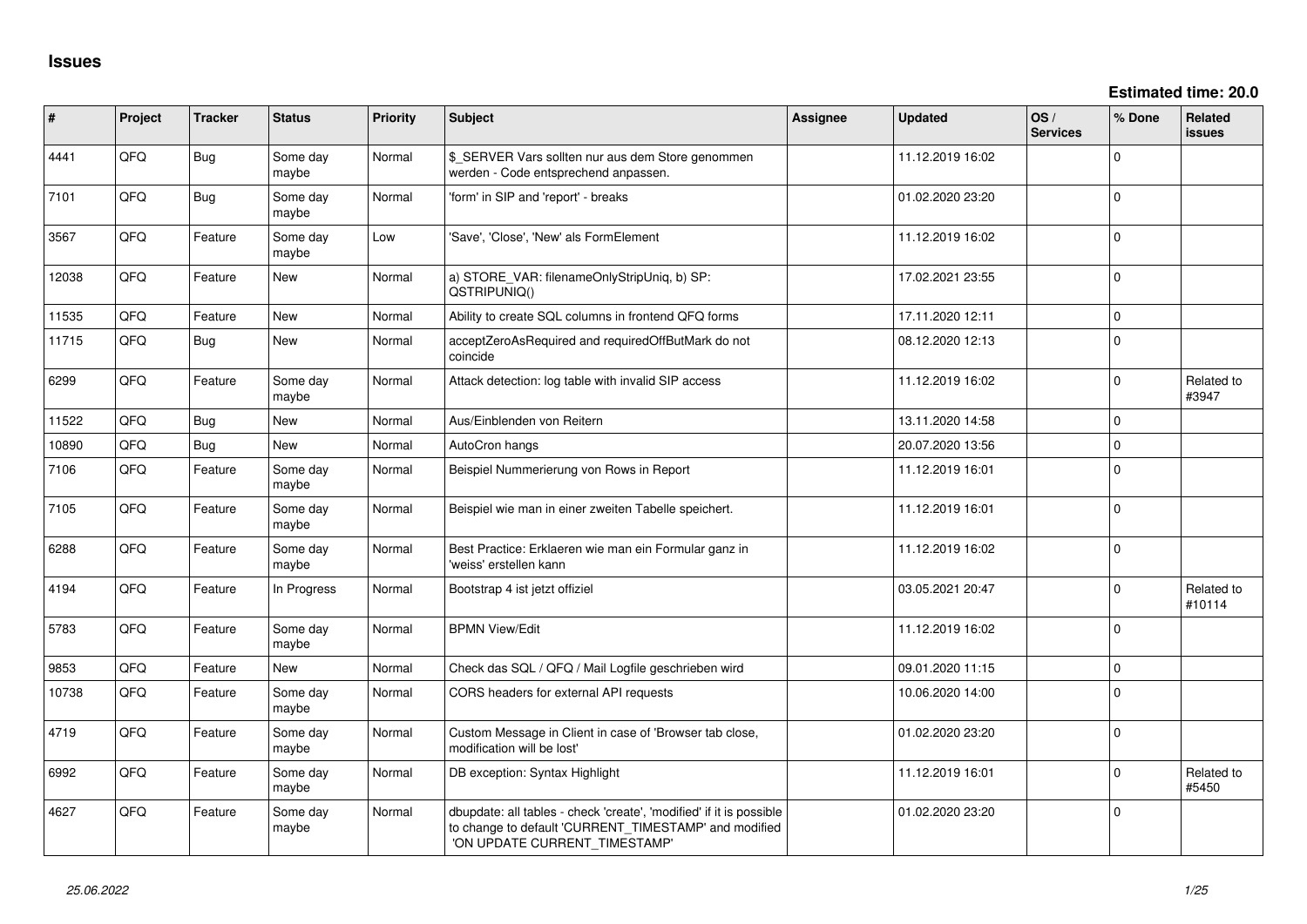# Issues

**Estimated time: 20.0**

| # | Project | Tracker | Status | Priority | Subject | Assignee | Updated | OS / Services | % Done | Related issues |
|---|---|---|---|---|---|---|---|---|---|---|
| 4441 | QFQ | Bug | Some day maybe | Normal | $_SERVER Vars sollten nur aus dem Store genommen werden - Code entsprechend anpassen. | | 11.12.2019 16:02 | | 0 | |
| 7101 | QFQ | Bug | Some day maybe | Normal | 'form' in SIP and 'report' - breaks | | 01.02.2020 23:20 | | 0 | |
| 3567 | QFQ | Feature | Some day maybe | Low | 'Save', 'Close', 'New' als FormElement | | 11.12.2019 16:02 | | 0 | |
| 12038 | QFQ | Feature | New | Normal | a) STORE_VAR: filenameOnlyStripUniq, b) SP: QSTRIPUNIQ() | | 17.02.2021 23:55 | | 0 | |
| 11535 | QFQ | Feature | New | Normal | Ability to create SQL columns in frontend QFQ forms | | 17.11.2020 12:11 | | 0 | |
| 11715 | QFQ | Bug | New | Normal | acceptZeroAsRequired and requiredOffButMark do not coincide | | 08.12.2020 12:13 | | 0 | |
| 6299 | QFQ | Feature | Some day maybe | Normal | Attack detection: log table with invalid SIP access | | 11.12.2019 16:02 | | 0 | Related to #3947 |
| 11522 | QFQ | Bug | New | Normal | Aus/Einblenden von Reitern | | 13.11.2020 14:58 | | 0 | |
| 10890 | QFQ | Bug | New | Normal | AutoCron hangs | | 20.07.2020 13:56 | | 0 | |
| 7106 | QFQ | Feature | Some day maybe | Normal | Beispiel Nummerierung von Rows in Report | | 11.12.2019 16:01 | | 0 | |
| 7105 | QFQ | Feature | Some day maybe | Normal | Beispiel wie man in einer zweiten Tabelle speichert. | | 11.12.2019 16:01 | | 0 | |
| 6288 | QFQ | Feature | Some day maybe | Normal | Best Practice: Erklaeren wie man ein Formular ganz in 'weiss' erstellen kann | | 11.12.2019 16:02 | | 0 | |
| 4194 | QFQ | Feature | In Progress | Normal | Bootstrap 4 ist jetzt offiziel | | 03.05.2021 20:47 | | 0 | Related to #10114 |
| 5783 | QFQ | Feature | Some day maybe | Normal | BPMN View/Edit | | 11.12.2019 16:02 | | 0 | |
| 9853 | QFQ | Feature | New | Normal | Check das SQL / QFQ / Mail Logfile geschrieben wird | | 09.01.2020 11:15 | | 0 | |
| 10738 | QFQ | Feature | Some day maybe | Normal | CORS headers for external API requests | | 10.06.2020 14:00 | | 0 | |
| 4719 | QFQ | Feature | Some day maybe | Normal | Custom Message in Client in case of 'Browser tab close, modification will be lost' | | 01.02.2020 23:20 | | 0 | |
| 6992 | QFQ | Feature | Some day maybe | Normal | DB exception: Syntax Highlight | | 11.12.2019 16:01 | | 0 | Related to #5450 |
| 4627 | QFQ | Feature | Some day maybe | Normal | dbupdate: all tables - check 'create', 'modified' if it is possible to change to default 'CURRENT_TIMESTAMP' and modified 'ON UPDATE CURRENT_TIMESTAMP' | | 01.02.2020 23:20 | | 0 | |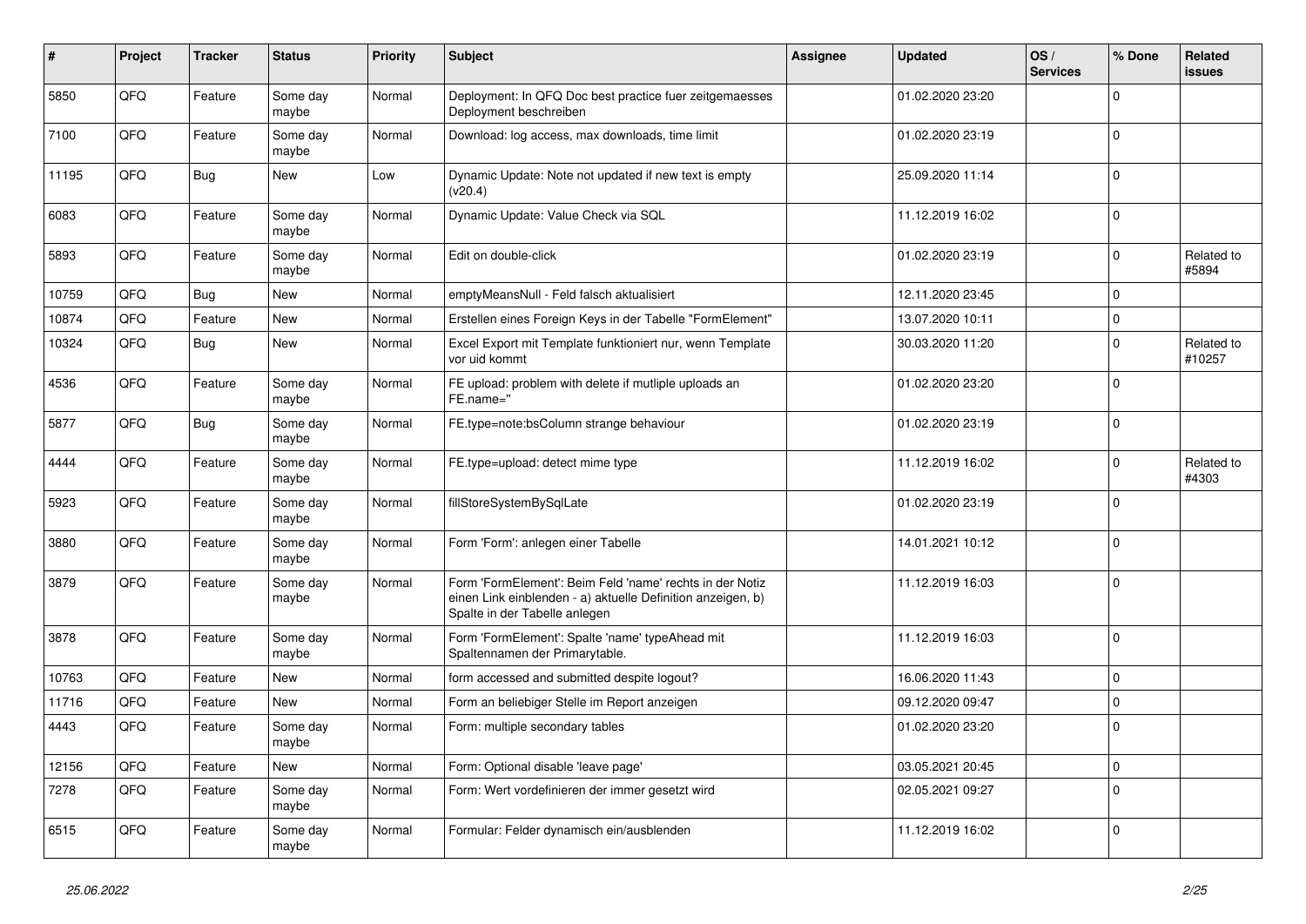| # | Project | Tracker | Status | Priority | Subject | Assignee | Updated | OS / Services | % Done | Related issues |
|---|---|---|---|---|---|---|---|---|---|---|
| 5850 | QFQ | Feature | Some day maybe | Normal | Deployment: In QFQ Doc best practice fuer zeitgemaesses Deployment beschreiben | | 01.02.2020 23:20 | | 0 | |
| 7100 | QFQ | Feature | Some day maybe | Normal | Download: log access, max downloads, time limit | | 01.02.2020 23:19 | | 0 | |
| 11195 | QFQ | Bug | New | Low | Dynamic Update: Note not updated if new text is empty (v20.4) | | 25.09.2020 11:14 | | 0 | |
| 6083 | QFQ | Feature | Some day maybe | Normal | Dynamic Update: Value Check via SQL | | 11.12.2019 16:02 | | 0 | |
| 5893 | QFQ | Feature | Some day maybe | Normal | Edit on double-click | | 01.02.2020 23:19 | | 0 | Related to #5894 |
| 10759 | QFQ | Bug | New | Normal | emptyMeansNull - Feld falsch aktualisiert | | 12.11.2020 23:45 | | 0 | |
| 10874 | QFQ | Feature | New | Normal | Erstellen eines Foreign Keys in der Tabelle "FormElement" | | 13.07.2020 10:11 | | 0 | |
| 10324 | QFQ | Bug | New | Normal | Excel Export mit Template funktioniert nur, wenn Template vor uid kommt | | 30.03.2020 11:20 | | 0 | Related to #10257 |
| 4536 | QFQ | Feature | Some day maybe | Normal | FE upload: problem with delete if mutliple uploads an FE.name=" | | 01.02.2020 23:20 | | 0 | |
| 5877 | QFQ | Bug | Some day maybe | Normal | FE.type=note:bsColumn strange behaviour | | 01.02.2020 23:19 | | 0 | |
| 4444 | QFQ | Feature | Some day maybe | Normal | FE.type=upload: detect mime type | | 11.12.2019 16:02 | | 0 | Related to #4303 |
| 5923 | QFQ | Feature | Some day maybe | Normal | fillStoreSystemBySqlLate | | 01.02.2020 23:19 | | 0 | |
| 3880 | QFQ | Feature | Some day maybe | Normal | Form 'Form': anlegen einer Tabelle | | 14.01.2021 10:12 | | 0 | |
| 3879 | QFQ | Feature | Some day maybe | Normal | Form 'FormElement': Beim Feld 'name' rechts in der Notiz einen Link einblenden - a) aktuelle Definition anzeigen, b) Spalte in der Tabelle anlegen | | 11.12.2019 16:03 | | 0 | |
| 3878 | QFQ | Feature | Some day maybe | Normal | Form 'FormElement': Spalte 'name' typeAhead mit Spaltennamen der Primarytable. | | 11.12.2019 16:03 | | 0 | |
| 10763 | QFQ | Feature | New | Normal | form accessed and submitted despite logout? | | 16.06.2020 11:43 | | 0 | |
| 11716 | QFQ | Feature | New | Normal | Form an beliebiger Stelle im Report anzeigen | | 09.12.2020 09:47 | | 0 | |
| 4443 | QFQ | Feature | Some day maybe | Normal | Form: multiple secondary tables | | 01.02.2020 23:20 | | 0 | |
| 12156 | QFQ | Feature | New | Normal | Form: Optional disable 'leave page' | | 03.05.2021 20:45 | | 0 | |
| 7278 | QFQ | Feature | Some day maybe | Normal | Form: Wert vordefinieren der immer gesetzt wird | | 02.05.2021 09:27 | | 0 | |
| 6515 | QFQ | Feature | Some day maybe | Normal | Formular: Felder dynamisch ein/ausblenden | | 11.12.2019 16:02 | | 0 | |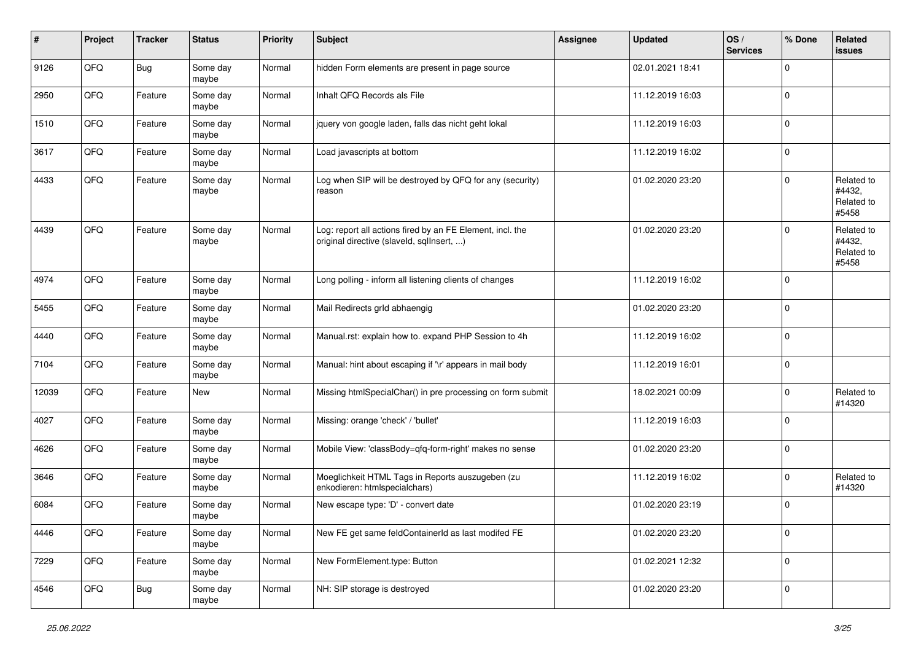| # | Project | Tracker | Status | Priority | Subject | Assignee | Updated | OS / Services | % Done | Related issues |
|---|---|---|---|---|---|---|---|---|---|---|
| 9126 | QFQ | Bug | Some day maybe | Normal | hidden Form elements are present in page source | | 02.01.2021 18:41 | | 0 | |
| 2950 | QFQ | Feature | Some day maybe | Normal | Inhalt QFQ Records als File | | 11.12.2019 16:03 | | 0 | |
| 1510 | QFQ | Feature | Some day maybe | Normal | jquery von google laden, falls das nicht geht lokal | | 11.12.2019 16:03 | | 0 | |
| 3617 | QFQ | Feature | Some day maybe | Normal | Load javascripts at bottom | | 11.12.2019 16:02 | | 0 | |
| 4433 | QFQ | Feature | Some day maybe | Normal | Log when SIP will be destroyed by QFQ for any (security) reason | | 01.02.2020 23:20 | | 0 | Related to #4432, Related to #5458 |
| 4439 | QFQ | Feature | Some day maybe | Normal | Log: report all actions fired by an FE Element, incl. the original directive (slaveId, sqlInsert, ...) | | 01.02.2020 23:20 | | 0 | Related to #4432, Related to #5458 |
| 4974 | QFQ | Feature | Some day maybe | Normal | Long polling - inform all listening clients of changes | | 11.12.2019 16:02 | | 0 | |
| 5455 | QFQ | Feature | Some day maybe | Normal | Mail Redirects grId abhaengig | | 01.02.2020 23:20 | | 0 | |
| 4440 | QFQ | Feature | Some day maybe | Normal | Manual.rst: explain how to. expand PHP Session to 4h | | 11.12.2019 16:02 | | 0 | |
| 7104 | QFQ | Feature | Some day maybe | Normal | Manual: hint about escaping if '\r' appears in mail body | | 11.12.2019 16:01 | | 0 | |
| 12039 | QFQ | Feature | New | Normal | Missing htmlSpecialChar() in pre processing on form submit | | 18.02.2021 00:09 | | 0 | Related to #14320 |
| 4027 | QFQ | Feature | Some day maybe | Normal | Missing: orange 'check' / 'bullet' | | 11.12.2019 16:03 | | 0 | |
| 4626 | QFQ | Feature | Some day maybe | Normal | Mobile View: 'classBody=qfq-form-right' makes no sense | | 01.02.2020 23:20 | | 0 | |
| 3646 | QFQ | Feature | Some day maybe | Normal | Moeglichkeit HTML Tags in Reports auszugeben (zu enkodieren: htmlspecialchars) | | 11.12.2019 16:02 | | 0 | Related to #14320 |
| 6084 | QFQ | Feature | Some day maybe | Normal | New escape type: 'D' - convert date | | 01.02.2020 23:19 | | 0 | |
| 4446 | QFQ | Feature | Some day maybe | Normal | New FE get same feldContainerId as last modifed FE | | 01.02.2020 23:20 | | 0 | |
| 7229 | QFQ | Feature | Some day maybe | Normal | New FormElement.type: Button | | 01.02.2021 12:32 | | 0 | |
| 4546 | QFQ | Bug | Some day maybe | Normal | NH: SIP storage is destroyed | | 01.02.2020 23:20 | | 0 | |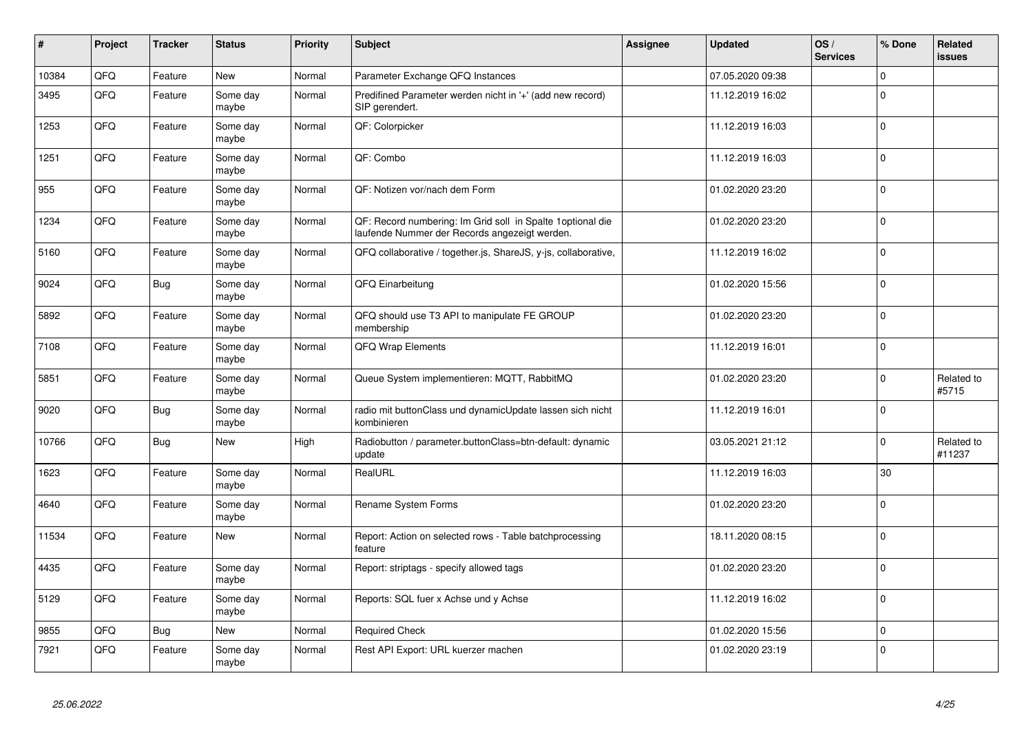| # | Project | Tracker | Status | Priority | Subject | Assignee | Updated | OS / Services | % Done | Related issues |
|---|---|---|---|---|---|---|---|---|---|---|
| 10384 | QFQ | Feature | New | Normal | Parameter Exchange QFQ Instances | | 07.05.2020 09:38 | | 0 | |
| 3495 | QFQ | Feature | Some day maybe | Normal | Predifined Parameter werden nicht in '+' (add new record) SIP gerendert. | | 11.12.2019 16:02 | | 0 | |
| 1253 | QFQ | Feature | Some day maybe | Normal | QF: Colorpicker | | 11.12.2019 16:03 | | 0 | |
| 1251 | QFQ | Feature | Some day maybe | Normal | QF: Combo | | 11.12.2019 16:03 | | 0 | |
| 955 | QFQ | Feature | Some day maybe | Normal | QF: Notizen vor/nach dem Form | | 01.02.2020 23:20 | | 0 | |
| 1234 | QFQ | Feature | Some day maybe | Normal | QF: Record numbering: Im Grid soll in Spalte 1optional die laufende Nummer der Records angezeigt werden. | | 01.02.2020 23:20 | | 0 | |
| 5160 | QFQ | Feature | Some day maybe | Normal | QFQ collaborative / together.js, ShareJS, y-js, collaborative, | | 11.12.2019 16:02 | | 0 | |
| 9024 | QFQ | Bug | Some day maybe | Normal | QFQ Einarbeitung | | 01.02.2020 15:56 | | 0 | |
| 5892 | QFQ | Feature | Some day maybe | Normal | QFQ should use T3 API to manipulate FE GROUP membership | | 01.02.2020 23:20 | | 0 | |
| 7108 | QFQ | Feature | Some day maybe | Normal | QFQ Wrap Elements | | 11.12.2019 16:01 | | 0 | |
| 5851 | QFQ | Feature | Some day maybe | Normal | Queue System implementieren: MQTT, RabbitMQ | | 01.02.2020 23:20 | | 0 | Related to #5715 |
| 9020 | QFQ | Bug | Some day maybe | Normal | radio mit buttonClass und dynamicUpdate lassen sich nicht kombinieren | | 11.12.2019 16:01 | | 0 | |
| 10766 | QFQ | Bug | New | High | Radiobutton / parameter.buttonClass=btn-default: dynamic update | | 03.05.2021 21:12 | | 0 | Related to #11237 |
| 1623 | QFQ | Feature | Some day maybe | Normal | RealURL | | 11.12.2019 16:03 | | 30 | |
| 4640 | QFQ | Feature | Some day maybe | Normal | Rename System Forms | | 01.02.2020 23:20 | | 0 | |
| 11534 | QFQ | Feature | New | Normal | Report: Action on selected rows - Table batchprocessing feature | | 18.11.2020 08:15 | | 0 | |
| 4435 | QFQ | Feature | Some day maybe | Normal | Report: striptags - specify allowed tags | | 01.02.2020 23:20 | | 0 | |
| 5129 | QFQ | Feature | Some day maybe | Normal | Reports: SQL fuer x Achse und y Achse | | 11.12.2019 16:02 | | 0 | |
| 9855 | QFQ | Bug | New | Normal | Required Check | | 01.02.2020 15:56 | | 0 | |
| 7921 | QFQ | Feature | Some day maybe | Normal | Rest API Export: URL kuerzer machen | | 01.02.2020 23:19 | | 0 | |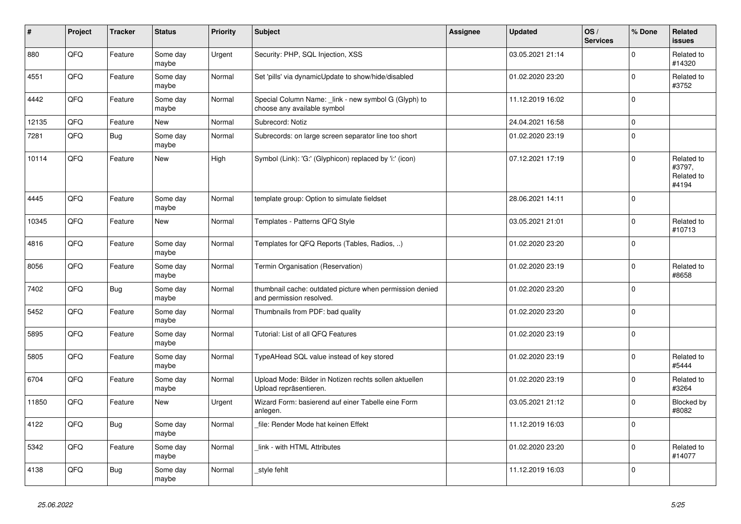| # | Project | Tracker | Status | Priority | Subject | Assignee | Updated | OS / Services | % Done | Related issues |
|---|---|---|---|---|---|---|---|---|---|---|
| 880 | QFQ | Feature | Some day maybe | Urgent | Security: PHP, SQL Injection, XSS | | 03.05.2021 21:14 | | 0 | Related to #14320 |
| 4551 | QFQ | Feature | Some day maybe | Normal | Set 'pills' via dynamicUpdate to show/hide/disabled | | 01.02.2020 23:20 | | 0 | Related to #3752 |
| 4442 | QFQ | Feature | Some day maybe | Normal | Special Column Name: _link - new symbol G (Glyph) to choose any available symbol | | 11.12.2019 16:02 | | 0 | |
| 12135 | QFQ | Feature | New | Normal | Subrecord: Notiz | | 24.04.2021 16:58 | | 0 | |
| 7281 | QFQ | Bug | Some day maybe | Normal | Subrecords: on large screen separator line too short | | 01.02.2020 23:19 | | 0 | |
| 10114 | QFQ | Feature | New | High | Symbol (Link): 'G:' (Glyphicon) replaced by 'i:' (icon) | | 07.12.2021 17:19 | | 0 | Related to #3797, Related to #4194 |
| 4445 | QFQ | Feature | Some day maybe | Normal | template group: Option to simulate fieldset | | 28.06.2021 14:11 | | 0 | |
| 10345 | QFQ | Feature | New | Normal | Templates - Patterns QFQ Style | | 03.05.2021 21:01 | | 0 | Related to #10713 |
| 4816 | QFQ | Feature | Some day maybe | Normal | Templates for QFQ Reports (Tables, Radios, ..) | | 01.02.2020 23:20 | | 0 | |
| 8056 | QFQ | Feature | Some day maybe | Normal | Termin Organisation (Reservation) | | 01.02.2020 23:19 | | 0 | Related to #8658 |
| 7402 | QFQ | Bug | Some day maybe | Normal | thumbnail cache: outdated picture when permission denied and permission resolved. | | 01.02.2020 23:20 | | 0 | |
| 5452 | QFQ | Feature | Some day maybe | Normal | Thumbnails from PDF: bad quality | | 01.02.2020 23:20 | | 0 | |
| 5895 | QFQ | Feature | Some day maybe | Normal | Tutorial: List of all QFQ Features | | 01.02.2020 23:19 | | 0 | |
| 5805 | QFQ | Feature | Some day maybe | Normal | TypeAHead SQL value instead of key stored | | 01.02.2020 23:19 | | 0 | Related to #5444 |
| 6704 | QFQ | Feature | Some day maybe | Normal | Upload Mode: Bilder in Notizen rechts sollen aktuellen Upload repräsentieren. | | 01.02.2020 23:19 | | 0 | Related to #3264 |
| 11850 | QFQ | Feature | New | Urgent | Wizard Form: basierend auf einer Tabelle eine Form anlegen. | | 03.05.2021 21:12 | | 0 | Blocked by #8082 |
| 4122 | QFQ | Bug | Some day maybe | Normal | _file: Render Mode hat keinen Effekt | | 11.12.2019 16:03 | | 0 | |
| 5342 | QFQ | Feature | Some day maybe | Normal | _link - with HTML Attributes | | 01.02.2020 23:20 | | 0 | Related to #14077 |
| 4138 | QFQ | Bug | Some day maybe | Normal | _style fehlt | | 11.12.2019 16:03 | | 0 | |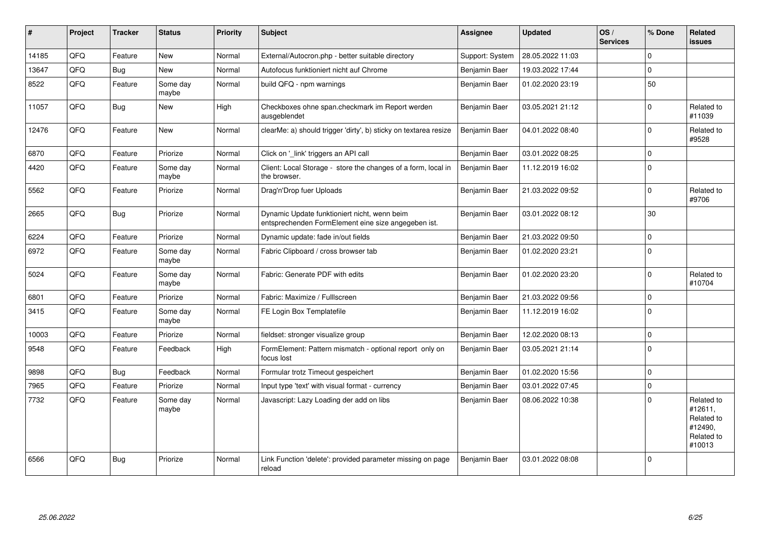| # | Project | Tracker | Status | Priority | Subject | Assignee | Updated | OS / Services | % Done | Related issues |
|---|---|---|---|---|---|---|---|---|---|---|
| 14185 | QFQ | Feature | New | Normal | External/Autocron.php - better suitable directory | Support: System | 28.05.2022 11:03 | | 0 | |
| 13647 | QFQ | Bug | New | Normal | Autofocus funktioniert nicht auf Chrome | Benjamin Baer | 19.03.2022 17:44 | | 0 | |
| 8522 | QFQ | Feature | Some day maybe | Normal | build QFQ - npm warnings | Benjamin Baer | 01.02.2020 23:19 | | 50 | |
| 11057 | QFQ | Bug | New | High | Checkboxes ohne span.checkmark im Report werden ausgeblendet | Benjamin Baer | 03.05.2021 21:12 | | 0 | Related to #11039 |
| 12476 | QFQ | Feature | New | Normal | clearMe: a) should trigger 'dirty', b) sticky on textarea resize | Benjamin Baer | 04.01.2022 08:40 | | 0 | Related to #9528 |
| 6870 | QFQ | Feature | Priorize | Normal | Click on '_link' triggers an API call | Benjamin Baer | 03.01.2022 08:25 | | 0 | |
| 4420 | QFQ | Feature | Some day maybe | Normal | Client: Local Storage - store the changes of a form, local in the browser. | Benjamin Baer | 11.12.2019 16:02 | | 0 | |
| 5562 | QFQ | Feature | Priorize | Normal | Drag'n'Drop fuer Uploads | Benjamin Baer | 21.03.2022 09:52 | | 0 | Related to #9706 |
| 2665 | QFQ | Bug | Priorize | Normal | Dynamic Update funktioniert nicht, wenn beim entsprechenden FormElement eine size angegeben ist. | Benjamin Baer | 03.01.2022 08:12 | | 30 | |
| 6224 | QFQ | Feature | Priorize | Normal | Dynamic update: fade in/out fields | Benjamin Baer | 21.03.2022 09:50 | | 0 | |
| 6972 | QFQ | Feature | Some day maybe | Normal | Fabric Clipboard / cross browser tab | Benjamin Baer | 01.02.2020 23:21 | | 0 | |
| 5024 | QFQ | Feature | Some day maybe | Normal | Fabric: Generate PDF with edits | Benjamin Baer | 01.02.2020 23:20 | | 0 | Related to #10704 |
| 6801 | QFQ | Feature | Priorize | Normal | Fabric: Maximize / Fulllscreen | Benjamin Baer | 21.03.2022 09:56 | | 0 | |
| 3415 | QFQ | Feature | Some day maybe | Normal | FE Login Box Templatefile | Benjamin Baer | 11.12.2019 16:02 | | 0 | |
| 10003 | QFQ | Feature | Priorize | Normal | fieldset: stronger visualize group | Benjamin Baer | 12.02.2020 08:13 | | 0 | |
| 9548 | QFQ | Feature | Feedback | High | FormElement: Pattern mismatch - optional report only on focus lost | Benjamin Baer | 03.05.2021 21:14 | | 0 | |
| 9898 | QFQ | Bug | Feedback | Normal | Formular trotz Timeout gespeichert | Benjamin Baer | 01.02.2020 15:56 | | 0 | |
| 7965 | QFQ | Feature | Priorize | Normal | Input type 'text' with visual format - currency | Benjamin Baer | 03.01.2022 07:45 | | 0 | |
| 7732 | QFQ | Feature | Some day maybe | Normal | Javascript: Lazy Loading der add on libs | Benjamin Baer | 08.06.2022 10:38 | | 0 | Related to #12611, Related to #12490, Related to #10013 |
| 6566 | QFQ | Bug | Priorize | Normal | Link Function 'delete': provided parameter missing on page reload | Benjamin Baer | 03.01.2022 08:08 | | 0 | |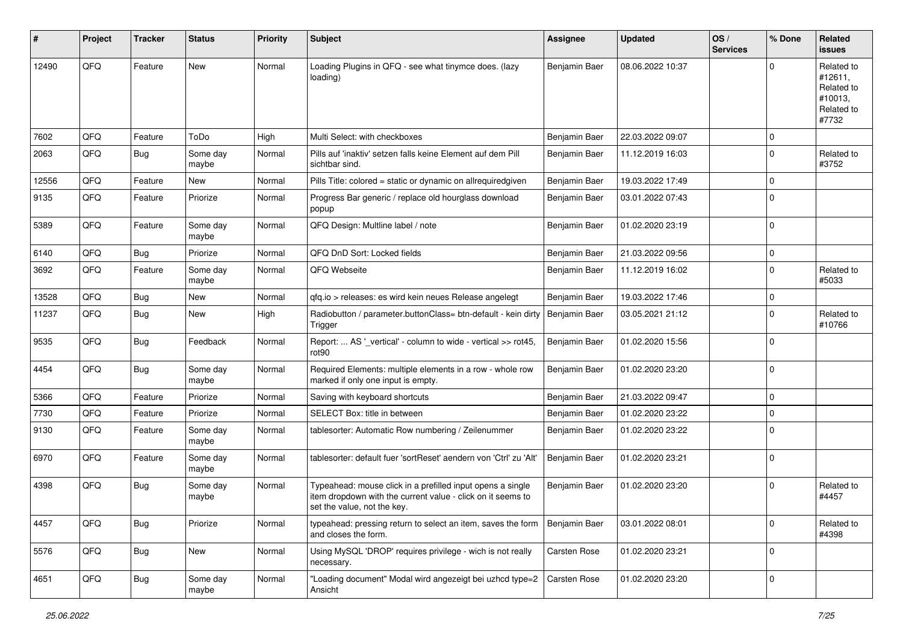| # | Project | Tracker | Status | Priority | Subject | Assignee | Updated | OS / Services | % Done | Related issues |
|---|---|---|---|---|---|---|---|---|---|---|
| 12490 | QFQ | Feature | New | Normal | Loading Plugins in QFQ - see what tinymce does. (lazy loading) | Benjamin Baer | 08.06.2022 10:37 | | 0 | Related to #12611, Related to #10013, Related to #7732 |
| 7602 | QFQ | Feature | ToDo | High | Multi Select: with checkboxes | Benjamin Baer | 22.03.2022 09:07 | | 0 | |
| 2063 | QFQ | Bug | Some day maybe | Normal | Pills auf 'inaktiv' setzen falls keine Element auf dem Pill sichtbar sind. | Benjamin Baer | 11.12.2019 16:03 | | 0 | Related to #3752 |
| 12556 | QFQ | Feature | New | Normal | Pills Title: colored = static or dynamic on allrequiredgiven | Benjamin Baer | 19.03.2022 17:49 | | 0 | |
| 9135 | QFQ | Feature | Priorize | Normal | Progress Bar generic / replace old hourglass download popup | Benjamin Baer | 03.01.2022 07:43 | | 0 | |
| 5389 | QFQ | Feature | Some day maybe | Normal | QFQ Design: Multline label / note | Benjamin Baer | 01.02.2020 23:19 | | 0 | |
| 6140 | QFQ | Bug | Priorize | Normal | QFQ DnD Sort: Locked fields | Benjamin Baer | 21.03.2022 09:56 | | 0 | |
| 3692 | QFQ | Feature | Some day maybe | Normal | QFQ Webseite | Benjamin Baer | 11.12.2019 16:02 | | 0 | Related to #5033 |
| 13528 | QFQ | Bug | New | Normal | qfq.io > releases: es wird kein neues Release angelegt | Benjamin Baer | 19.03.2022 17:46 | | 0 | |
| 11237 | QFQ | Bug | New | High | Radiobutton / parameter.buttonClass= btn-default - kein dirty Trigger | Benjamin Baer | 03.05.2021 21:12 | | 0 | Related to #10766 |
| 9535 | QFQ | Bug | Feedback | Normal | Report: ... AS '_vertical' - column to wide - vertical >> rot45, rot90 | Benjamin Baer | 01.02.2020 15:56 | | 0 | |
| 4454 | QFQ | Bug | Some day maybe | Normal | Required Elements: multiple elements in a row - whole row marked if only one input is empty. | Benjamin Baer | 01.02.2020 23:20 | | 0 | |
| 5366 | QFQ | Feature | Priorize | Normal | Saving with keyboard shortcuts | Benjamin Baer | 21.03.2022 09:47 | | 0 | |
| 7730 | QFQ | Feature | Priorize | Normal | SELECT Box: title in between | Benjamin Baer | 01.02.2020 23:22 | | 0 | |
| 9130 | QFQ | Feature | Some day maybe | Normal | tablesorter: Automatic Row numbering / Zeilenummer | Benjamin Baer | 01.02.2020 23:22 | | 0 | |
| 6970 | QFQ | Feature | Some day maybe | Normal | tablesorter: default fuer 'sortReset' aendern von 'Ctrl' zu 'Alt' | Benjamin Baer | 01.02.2020 23:21 | | 0 | |
| 4398 | QFQ | Bug | Some day maybe | Normal | Typeahead: mouse click in a prefilled input opens a single item dropdown with the current value - click on it seems to set the value, not the key. | Benjamin Baer | 01.02.2020 23:20 | | 0 | Related to #4457 |
| 4457 | QFQ | Bug | Priorize | Normal | typeahead: pressing return to select an item, saves the form and closes the form. | Benjamin Baer | 03.01.2022 08:01 | | 0 | Related to #4398 |
| 5576 | QFQ | Bug | New | Normal | Using MySQL 'DROP' requires privilege - wich is not really necessary. | Carsten Rose | 01.02.2020 23:21 | | 0 | |
| 4651 | QFQ | Bug | Some day maybe | Normal | "Loading document" Modal wird angezeigt bei uzhcd type=2 Ansicht | Carsten Rose | 01.02.2020 23:20 | | 0 | |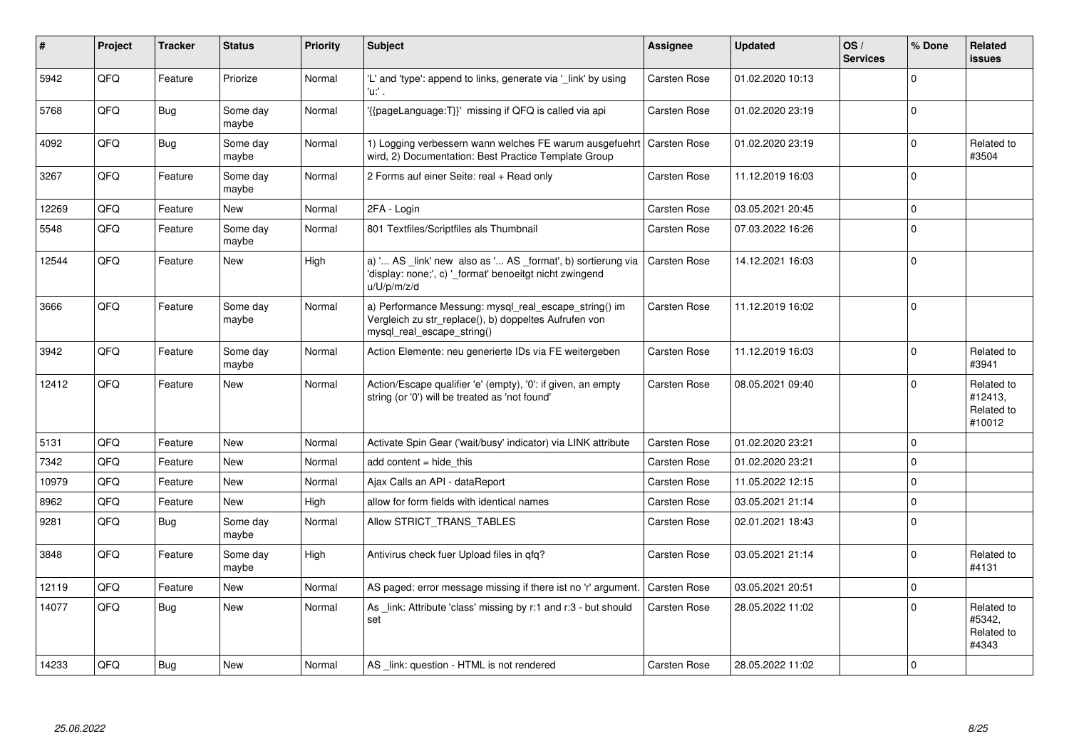| # | Project | Tracker | Status | Priority | Subject | Assignee | Updated | OS / Services | % Done | Related issues |
|---|---|---|---|---|---|---|---|---|---|---|
| 5942 | QFQ | Feature | Priorize | Normal | 'L' and 'type': append to links, generate via '_link' by using 'u:' . | Carsten Rose | 01.02.2020 10:13 | | 0 | |
| 5768 | QFQ | Bug | Some day maybe | Normal | '{{pageLanguage:T}}' missing if QFQ is called via api | Carsten Rose | 01.02.2020 23:19 | | 0 | |
| 4092 | QFQ | Bug | Some day maybe | Normal | 1) Logging verbessern wann welches FE warum ausgefuehrt wird, 2) Documentation: Best Practice Template Group | Carsten Rose | 01.02.2020 23:19 | | 0 | Related to #3504 |
| 3267 | QFQ | Feature | Some day maybe | Normal | 2 Forms auf einer Seite: real + Read only | Carsten Rose | 11.12.2019 16:03 | | 0 | |
| 12269 | QFQ | Feature | New | Normal | 2FA - Login | Carsten Rose | 03.05.2021 20:45 | | 0 | |
| 5548 | QFQ | Feature | Some day maybe | Normal | 801 Textfiles/Scriptfiles als Thumbnail | Carsten Rose | 07.03.2022 16:26 | | 0 | |
| 12544 | QFQ | Feature | New | High | a) '... AS _link' new also as '... AS _format', b) sortierung via 'display: none;', c) '_format' benoeitgt nicht zwingend u/U/p/m/z/d | Carsten Rose | 14.12.2021 16:03 | | 0 | |
| 3666 | QFQ | Feature | Some day maybe | Normal | a) Performance Messung: mysql_real_escape_string() im Vergleich zu str_replace(), b) doppeltes Aufrufen von mysql_real_escape_string() | Carsten Rose | 11.12.2019 16:02 | | 0 | |
| 3942 | QFQ | Feature | Some day maybe | Normal | Action Elemente: neu generierte IDs via FE weitergeben | Carsten Rose | 11.12.2019 16:03 | | 0 | Related to #3941 |
| 12412 | QFQ | Feature | New | Normal | Action/Escape qualifier 'e' (empty), '0': if given, an empty string (or '0') will be treated as 'not found' | Carsten Rose | 08.05.2021 09:40 | | 0 | Related to #12413, Related to #10012 |
| 5131 | QFQ | Feature | New | Normal | Activate Spin Gear ('wait/busy' indicator) via LINK attribute | Carsten Rose | 01.02.2020 23:21 | | 0 | |
| 7342 | QFQ | Feature | New | Normal | add content = hide_this | Carsten Rose | 01.02.2020 23:21 | | 0 | |
| 10979 | QFQ | Feature | New | Normal | Ajax Calls an API - dataReport | Carsten Rose | 11.05.2022 12:15 | | 0 | |
| 8962 | QFQ | Feature | New | High | allow for form fields with identical names | Carsten Rose | 03.05.2021 21:14 | | 0 | |
| 9281 | QFQ | Bug | Some day maybe | Normal | Allow STRICT_TRANS_TABLES | Carsten Rose | 02.01.2021 18:43 | | 0 | |
| 3848 | QFQ | Feature | Some day maybe | High | Antivirus check fuer Upload files in qfq? | Carsten Rose | 03.05.2021 21:14 | | 0 | Related to #4131 |
| 12119 | QFQ | Feature | New | Normal | AS paged: error message missing if there ist no 'r' argument. | Carsten Rose | 03.05.2021 20:51 | | 0 | |
| 14077 | QFQ | Bug | New | Normal | As _link: Attribute 'class' missing by r:1 and r:3 - but should set | Carsten Rose | 28.05.2022 11:02 | | 0 | Related to #5342, Related to #4343 |
| 14233 | QFQ | Bug | New | Normal | AS _link: question - HTML is not rendered | Carsten Rose | 28.05.2022 11:02 | | 0 | |

*25.06.2022*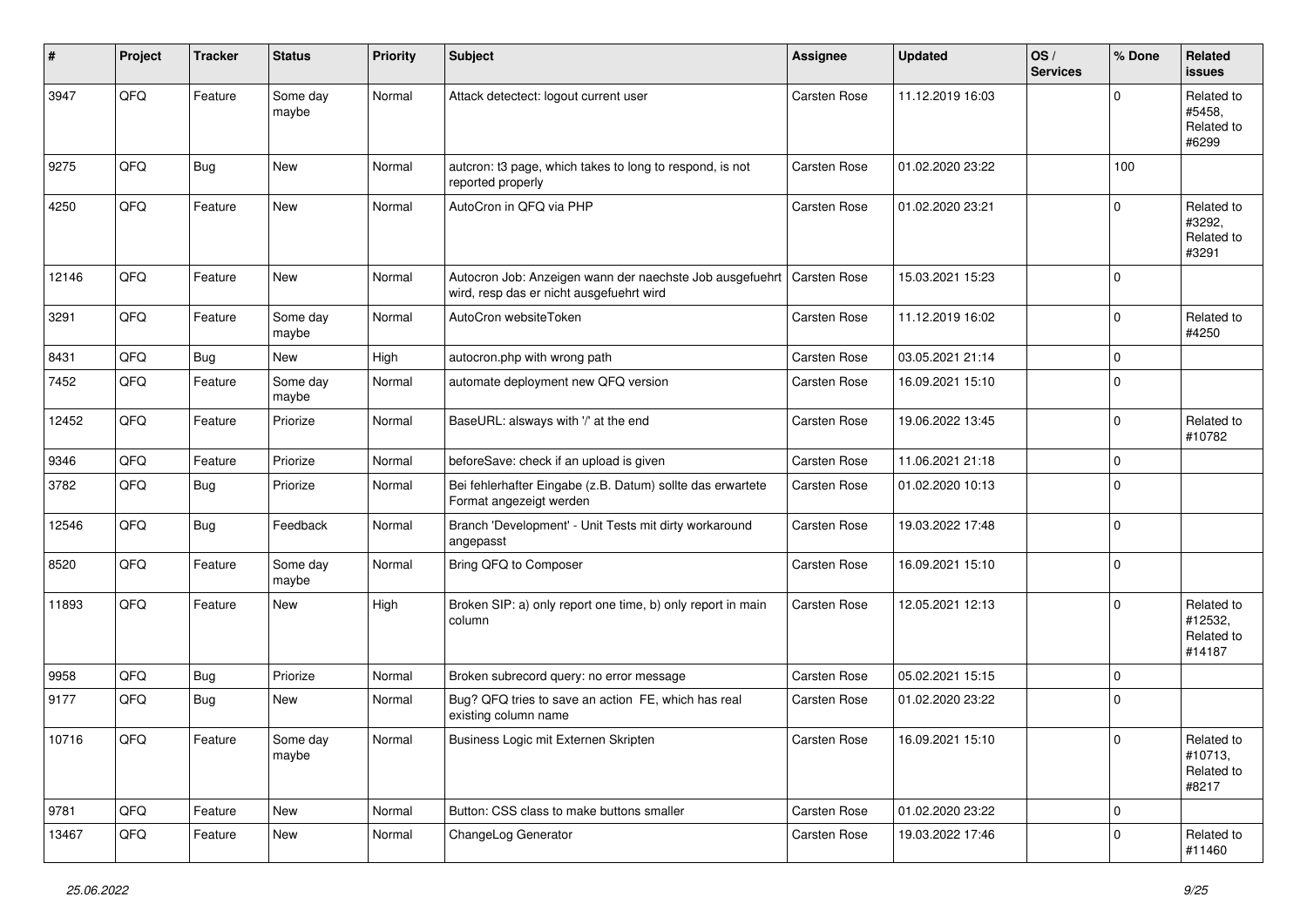| # | Project | Tracker | Status | Priority | Subject | Assignee | Updated | OS / Services | % Done | Related issues |
|---|---|---|---|---|---|---|---|---|---|---|
| 3947 | QFQ | Feature | Some day maybe | Normal | Attack detectect: logout current user | Carsten Rose | 11.12.2019 16:03 | | 0 | Related to #5458, Related to #6299 |
| 9275 | QFQ | Bug | New | Normal | autcron: t3 page, which takes to long to respond, is not reported properly | Carsten Rose | 01.02.2020 23:22 | | 100 | |
| 4250 | QFQ | Feature | New | Normal | AutoCron in QFQ via PHP | Carsten Rose | 01.02.2020 23:21 | | 0 | Related to #3292, Related to #3291 |
| 12146 | QFQ | Feature | New | Normal | Autocron Job: Anzeigen wann der naechste Job ausgefuehrt wird, resp das er nicht ausgefuehrt wird | Carsten Rose | 15.03.2021 15:23 | | 0 | |
| 3291 | QFQ | Feature | Some day maybe | Normal | AutoCron websiteToken | Carsten Rose | 11.12.2019 16:02 | | 0 | Related to #4250 |
| 8431 | QFQ | Bug | New | High | autocron.php with wrong path | Carsten Rose | 03.05.2021 21:14 | | 0 | |
| 7452 | QFQ | Feature | Some day maybe | Normal | automate deployment new QFQ version | Carsten Rose | 16.09.2021 15:10 | | 0 | |
| 12452 | QFQ | Feature | Priorize | Normal | BaseURL: alsways with '/' at the end | Carsten Rose | 19.06.2022 13:45 | | 0 | Related to #10782 |
| 9346 | QFQ | Feature | Priorize | Normal | beforeSave: check if an upload is given | Carsten Rose | 11.06.2021 21:18 | | 0 | |
| 3782 | QFQ | Bug | Priorize | Normal | Bei fehlerhafter Eingabe (z.B. Datum) sollte das erwartete Format angezeigt werden | Carsten Rose | 01.02.2020 10:13 | | 0 | |
| 12546 | QFQ | Bug | Feedback | Normal | Branch 'Development' - Unit Tests mit dirty workaround angepasst | Carsten Rose | 19.03.2022 17:48 | | 0 | |
| 8520 | QFQ | Feature | Some day maybe | Normal | Bring QFQ to Composer | Carsten Rose | 16.09.2021 15:10 | | 0 | |
| 11893 | QFQ | Feature | New | High | Broken SIP: a) only report one time, b) only report in main column | Carsten Rose | 12.05.2021 12:13 | | 0 | Related to #12532, Related to #14187 |
| 9958 | QFQ | Bug | Priorize | Normal | Broken subrecord query: no error message | Carsten Rose | 05.02.2021 15:15 | | 0 | |
| 9177 | QFQ | Bug | New | Normal | Bug? QFQ tries to save an action FE, which has real existing column name | Carsten Rose | 01.02.2020 23:22 | | 0 | |
| 10716 | QFQ | Feature | Some day maybe | Normal | Business Logic mit Externen Skripten | Carsten Rose | 16.09.2021 15:10 | | 0 | Related to #10713, Related to #8217 |
| 9781 | QFQ | Feature | New | Normal | Button: CSS class to make buttons smaller | Carsten Rose | 01.02.2020 23:22 | | 0 | |
| 13467 | QFQ | Feature | New | Normal | ChangeLog Generator | Carsten Rose | 19.03.2022 17:46 | | 0 | Related to #11460 |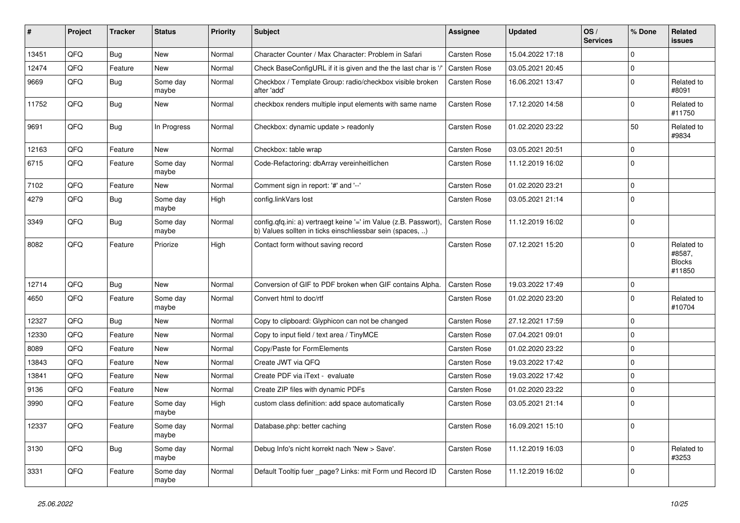| # | Project | Tracker | Status | Priority | Subject | Assignee | Updated | OS / Services | % Done | Related issues |
|---|---|---|---|---|---|---|---|---|---|---|
| 13451 | QFQ | Bug | New | Normal | Character Counter / Max Character: Problem in Safari | Carsten Rose | 15.04.2022 17:18 | | 0 | |
| 12474 | QFQ | Feature | New | Normal | Check BaseConfigURL if it is given and the the last char is '/' | Carsten Rose | 03.05.2021 20:45 | | 0 | |
| 9669 | QFQ | Bug | Some day maybe | Normal | Checkbox / Template Group: radio/checkbox visible broken after 'add' | Carsten Rose | 16.06.2021 13:47 | | 0 | Related to #8091 |
| 11752 | QFQ | Bug | New | Normal | checkbox renders multiple input elements with same name | Carsten Rose | 17.12.2020 14:58 | | 0 | Related to #11750 |
| 9691 | QFQ | Bug | In Progress | Normal | Checkbox: dynamic update > readonly | Carsten Rose | 01.02.2020 23:22 | | 50 | Related to #9834 |
| 12163 | QFQ | Feature | New | Normal | Checkbox: table wrap | Carsten Rose | 03.05.2021 20:51 | | 0 | |
| 6715 | QFQ | Feature | Some day maybe | Normal | Code-Refactoring: dbArray vereinheitlichen | Carsten Rose | 11.12.2019 16:02 | | 0 | |
| 7102 | QFQ | Feature | New | Normal | Comment sign in report: '#' and '--' | Carsten Rose | 01.02.2020 23:21 | | 0 | |
| 4279 | QFQ | Bug | Some day maybe | High | config.linkVars lost | Carsten Rose | 03.05.2021 21:14 | | 0 | |
| 3349 | QFQ | Bug | Some day maybe | Normal | config.qfq.ini: a) vertraegt keine '=' im Value (z.B. Passwort), b) Values sollten in ticks einschliessbar sein (spaces, ..) | Carsten Rose | 11.12.2019 16:02 | | 0 | |
| 8082 | QFQ | Feature | Priorize | High | Contact form without saving record | Carsten Rose | 07.12.2021 15:20 | | 0 | Related to #8587, Blocks #11850 |
| 12714 | QFQ | Bug | New | Normal | Conversion of GIF to PDF broken when GIF contains Alpha. | Carsten Rose | 19.03.2022 17:49 | | 0 | |
| 4650 | QFQ | Feature | Some day maybe | Normal | Convert html to doc/rtf | Carsten Rose | 01.02.2020 23:20 | | 0 | Related to #10704 |
| 12327 | QFQ | Bug | New | Normal | Copy to clipboard: Glyphicon can not be changed | Carsten Rose | 27.12.2021 17:59 | | 0 | |
| 12330 | QFQ | Feature | New | Normal | Copy to input field / text area / TinyMCE | Carsten Rose | 07.04.2021 09:01 | | 0 | |
| 8089 | QFQ | Feature | New | Normal | Copy/Paste for FormElements | Carsten Rose | 01.02.2020 23:22 | | 0 | |
| 13843 | QFQ | Feature | New | Normal | Create JWT via QFQ | Carsten Rose | 19.03.2022 17:42 | | 0 | |
| 13841 | QFQ | Feature | New | Normal | Create PDF via iText - evaluate | Carsten Rose | 19.03.2022 17:42 | | 0 | |
| 9136 | QFQ | Feature | New | Normal | Create ZIP files with dynamic PDFs | Carsten Rose | 01.02.2020 23:22 | | 0 | |
| 3990 | QFQ | Feature | Some day maybe | High | custom class definition: add space automatically | Carsten Rose | 03.05.2021 21:14 | | 0 | |
| 12337 | QFQ | Feature | Some day maybe | Normal | Database.php: better caching | Carsten Rose | 16.09.2021 15:10 | | 0 | |
| 3130 | QFQ | Bug | Some day maybe | Normal | Debug Info's nicht korrekt nach 'New > Save'. | Carsten Rose | 11.12.2019 16:03 | | 0 | Related to #3253 |
| 3331 | QFQ | Feature | Some day maybe | Normal | Default Tooltip fuer _page? Links: mit Form und Record ID | Carsten Rose | 11.12.2019 16:02 | | 0 | |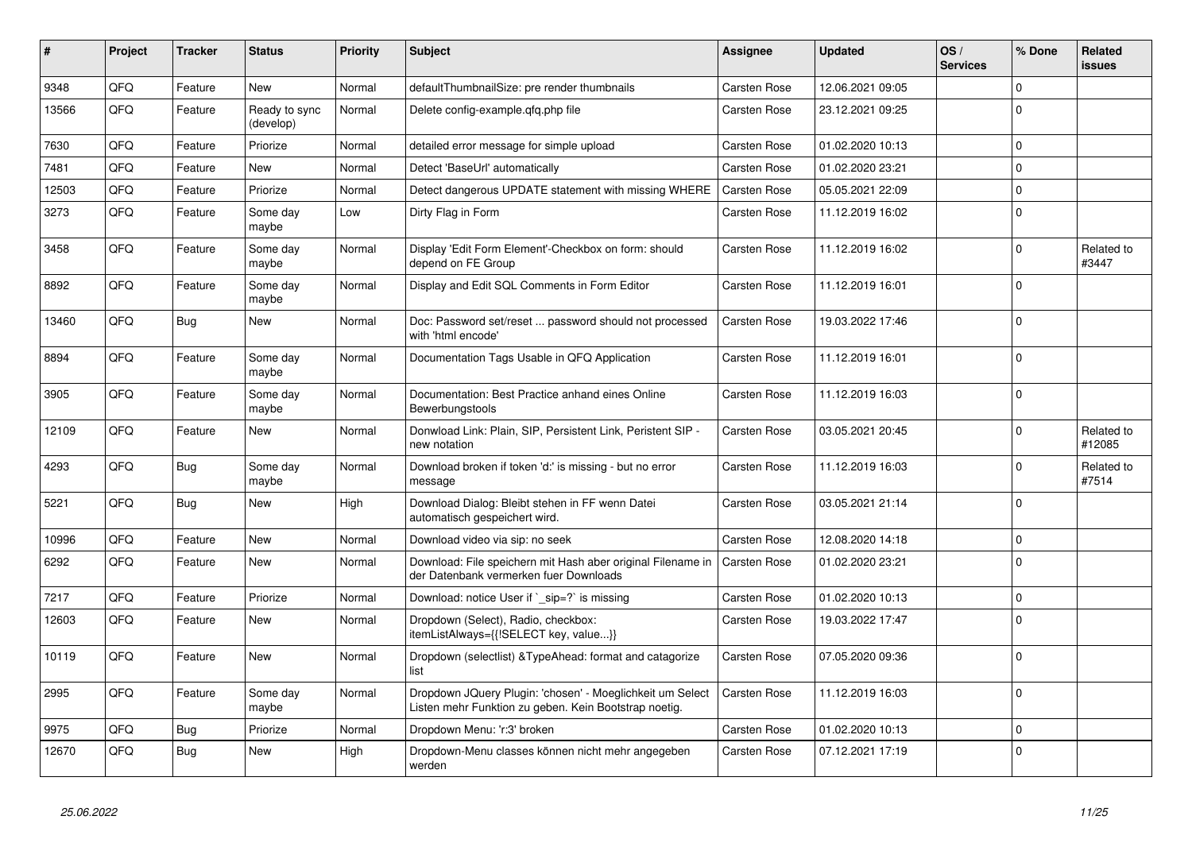| # | Project | Tracker | Status | Priority | Subject | Assignee | Updated | OS / Services | % Done | Related issues |
|---|---|---|---|---|---|---|---|---|---|---|
| 9348 | QFQ | Feature | New | Normal | defaultThumbnailSize: pre render thumbnails | Carsten Rose | 12.06.2021 09:05 | | 0 | |
| 13566 | QFQ | Feature | Ready to sync (develop) | Normal | Delete config-example.qfq.php file | Carsten Rose | 23.12.2021 09:25 | | 0 | |
| 7630 | QFQ | Feature | Priorize | Normal | detailed error message for simple upload | Carsten Rose | 01.02.2020 10:13 | | 0 | |
| 7481 | QFQ | Feature | New | Normal | Detect 'BaseUrl' automatically | Carsten Rose | 01.02.2020 23:21 | | 0 | |
| 12503 | QFQ | Feature | Priorize | Normal | Detect dangerous UPDATE statement with missing WHERE | Carsten Rose | 05.05.2021 22:09 | | 0 | |
| 3273 | QFQ | Feature | Some day maybe | Low | Dirty Flag in Form | Carsten Rose | 11.12.2019 16:02 | | 0 | |
| 3458 | QFQ | Feature | Some day maybe | Normal | Display 'Edit Form Element'-Checkbox on form: should depend on FE Group | Carsten Rose | 11.12.2019 16:02 | | 0 | Related to #3447 |
| 8892 | QFQ | Feature | Some day maybe | Normal | Display and Edit SQL Comments in Form Editor | Carsten Rose | 11.12.2019 16:01 | | 0 | |
| 13460 | QFQ | Bug | New | Normal | Doc: Password set/reset ... password should not processed with 'html encode' | Carsten Rose | 19.03.2022 17:46 | | 0 | |
| 8894 | QFQ | Feature | Some day maybe | Normal | Documentation Tags Usable in QFQ Application | Carsten Rose | 11.12.2019 16:01 | | 0 | |
| 3905 | QFQ | Feature | Some day maybe | Normal | Documentation: Best Practice anhand eines Online Bewerbungstools | Carsten Rose | 11.12.2019 16:03 | | 0 | |
| 12109 | QFQ | Feature | New | Normal | Donwload Link: Plain, SIP, Persistent Link, Peristent SIP - new notation | Carsten Rose | 03.05.2021 20:45 | | 0 | Related to #12085 |
| 4293 | QFQ | Bug | Some day maybe | Normal | Download broken if token 'd:' is missing - but no error message | Carsten Rose | 11.12.2019 16:03 | | 0 | Related to #7514 |
| 5221 | QFQ | Bug | New | High | Download Dialog: Bleibt stehen in FF wenn Datei automatisch gespeichert wird. | Carsten Rose | 03.05.2021 21:14 | | 0 | |
| 10996 | QFQ | Feature | New | Normal | Download video via sip: no seek | Carsten Rose | 12.08.2020 14:18 | | 0 | |
| 6292 | QFQ | Feature | New | Normal | Download: File speichern mit Hash aber original Filename in der Datenbank vermerken fuer Downloads | Carsten Rose | 01.02.2020 23:21 | | 0 | |
| 7217 | QFQ | Feature | Priorize | Normal | Download: notice User if `_sip=?` is missing | Carsten Rose | 01.02.2020 10:13 | | 0 | |
| 12603 | QFQ | Feature | New | Normal | Dropdown (Select), Radio, checkbox: itemListAlways={{!SELECT key, value...}} | Carsten Rose | 19.03.2022 17:47 | | 0 | |
| 10119 | QFQ | Feature | New | Normal | Dropdown (selectlist) &TypeAhead: format and catagorize list | Carsten Rose | 07.05.2020 09:36 | | 0 | |
| 2995 | QFQ | Feature | Some day maybe | Normal | Dropdown JQuery Plugin: 'chosen' - Moeglichkeit um Select Listen mehr Funktion zu geben. Kein Bootstrap noetig. | Carsten Rose | 11.12.2019 16:03 | | 0 | |
| 9975 | QFQ | Bug | Priorize | Normal | Dropdown Menu: 'r:3' broken | Carsten Rose | 01.02.2020 10:13 | | 0 | |
| 12670 | QFQ | Bug | New | High | Dropdown-Menu classes können nicht mehr angegeben werden | Carsten Rose | 07.12.2021 17:19 | | 0 | |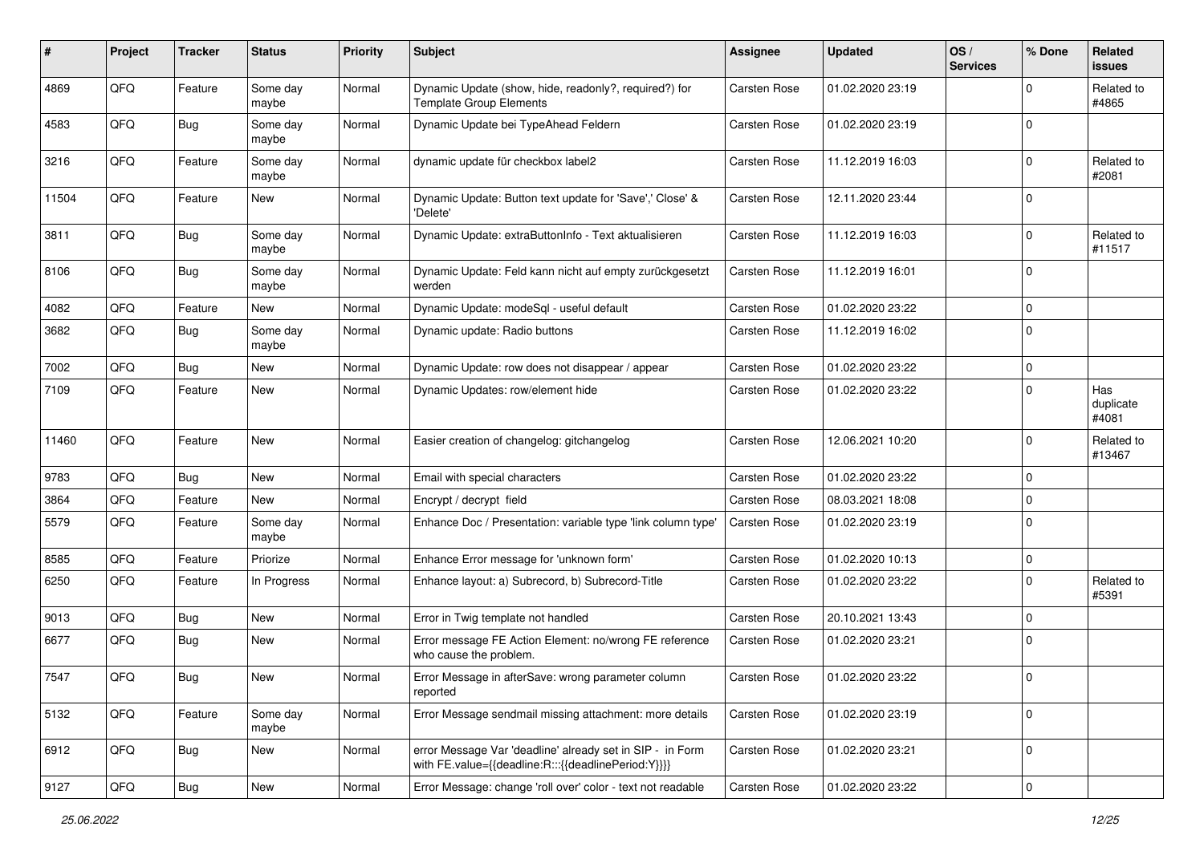| # | Project | Tracker | Status | Priority | Subject | Assignee | Updated | OS / Services | % Done | Related issues |
|---|---|---|---|---|---|---|---|---|---|---|
| 4869 | QFQ | Feature | Some day maybe | Normal | Dynamic Update (show, hide, readonly?, required?) for Template Group Elements | Carsten Rose | 01.02.2020 23:19 | | 0 | Related to #4865 |
| 4583 | QFQ | Bug | Some day maybe | Normal | Dynamic Update bei TypeAhead Feldern | Carsten Rose | 01.02.2020 23:19 | | 0 | |
| 3216 | QFQ | Feature | Some day maybe | Normal | dynamic update für checkbox label2 | Carsten Rose | 11.12.2019 16:03 | | 0 | Related to #2081 |
| 11504 | QFQ | Feature | New | Normal | Dynamic Update: Button text update for 'Save',' Close' & 'Delete' | Carsten Rose | 12.11.2020 23:44 | | 0 | |
| 3811 | QFQ | Bug | Some day maybe | Normal | Dynamic Update: extraButtonInfo - Text aktualisieren | Carsten Rose | 11.12.2019 16:03 | | 0 | Related to #11517 |
| 8106 | QFQ | Bug | Some day maybe | Normal | Dynamic Update: Feld kann nicht auf empty zurückgesetzt werden | Carsten Rose | 11.12.2019 16:01 | | 0 | |
| 4082 | QFQ | Feature | New | Normal | Dynamic Update: modeSql - useful default | Carsten Rose | 01.02.2020 23:22 | | 0 | |
| 3682 | QFQ | Bug | Some day maybe | Normal | Dynamic update: Radio buttons | Carsten Rose | 11.12.2019 16:02 | | 0 | |
| 7002 | QFQ | Bug | New | Normal | Dynamic Update: row does not disappear / appear | Carsten Rose | 01.02.2020 23:22 | | 0 | |
| 7109 | QFQ | Feature | New | Normal | Dynamic Updates: row/element hide | Carsten Rose | 01.02.2020 23:22 | | 0 | Has duplicate #4081 |
| 11460 | QFQ | Feature | New | Normal | Easier creation of changelog: gitchangelog | Carsten Rose | 12.06.2021 10:20 | | 0 | Related to #13467 |
| 9783 | QFQ | Bug | New | Normal | Email with special characters | Carsten Rose | 01.02.2020 23:22 | | 0 | |
| 3864 | QFQ | Feature | New | Normal | Encrypt / decrypt field | Carsten Rose | 08.03.2021 18:08 | | 0 | |
| 5579 | QFQ | Feature | Some day maybe | Normal | Enhance Doc / Presentation: variable type 'link column type' | Carsten Rose | 01.02.2020 23:19 | | 0 | |
| 8585 | QFQ | Feature | Priorize | Normal | Enhance Error message for 'unknown form' | Carsten Rose | 01.02.2020 10:13 | | 0 | |
| 6250 | QFQ | Feature | In Progress | Normal | Enhance layout: a) Subrecord, b) Subrecord-Title | Carsten Rose | 01.02.2020 23:22 | | 0 | Related to #5391 |
| 9013 | QFQ | Bug | New | Normal | Error in Twig template not handled | Carsten Rose | 20.10.2021 13:43 | | 0 | |
| 6677 | QFQ | Bug | New | Normal | Error message FE Action Element: no/wrong FE reference who cause the problem. | Carsten Rose | 01.02.2020 23:21 | | 0 | |
| 7547 | QFQ | Bug | New | Normal | Error Message in afterSave: wrong parameter column reported | Carsten Rose | 01.02.2020 23:22 | | 0 | |
| 5132 | QFQ | Feature | Some day maybe | Normal | Error Message sendmail missing attachment: more details | Carsten Rose | 01.02.2020 23:19 | | 0 | |
| 6912 | QFQ | Bug | New | Normal | error Message Var 'deadline' already set in SIP - in Form with FE.value={{deadline:R:::{{deadlinePeriod:Y}}}} | Carsten Rose | 01.02.2020 23:21 | | 0 | |
| 9127 | QFQ | Bug | New | Normal | Error Message: change 'roll over' color - text not readable | Carsten Rose | 01.02.2020 23:22 | | 0 | |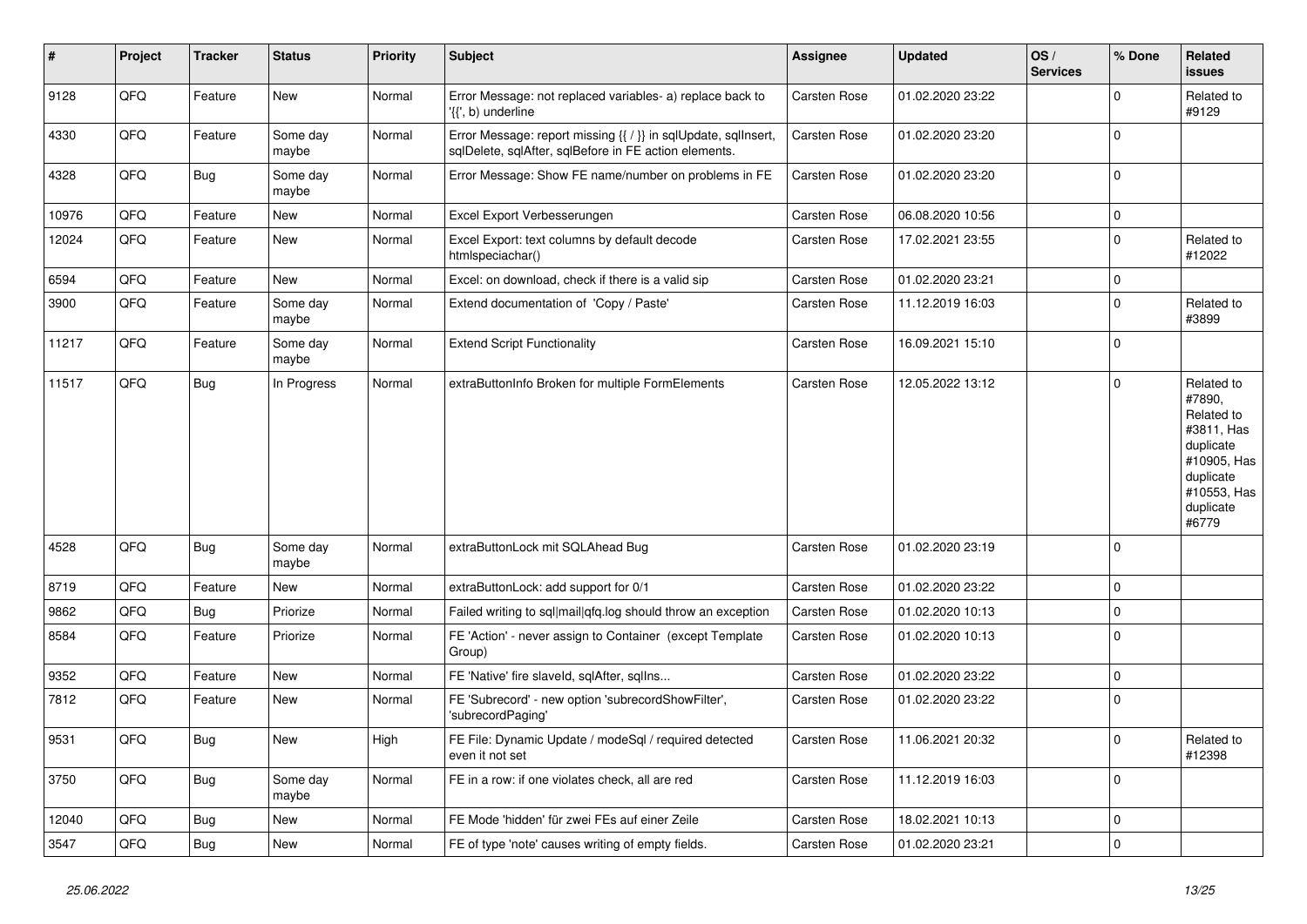| # | Project | Tracker | Status | Priority | Subject | Assignee | Updated | OS / Services | % Done | Related issues |
|---|---|---|---|---|---|---|---|---|---|---|
| 9128 | QFQ | Feature | New | Normal | Error Message: not replaced variables- a) replace back to '{{', b) underline | Carsten Rose | 01.02.2020 23:22 | | 0 | Related to #9129 |
| 4330 | QFQ | Feature | Some day maybe | Normal | Error Message: report missing {{ / }} in sqlUpdate, sqlInsert, sqlDelete, sqlAfter, sqlBefore in FE action elements. | Carsten Rose | 01.02.2020 23:20 | | 0 | |
| 4328 | QFQ | Bug | Some day maybe | Normal | Error Message: Show FE name/number on problems in FE | Carsten Rose | 01.02.2020 23:20 | | 0 | |
| 10976 | QFQ | Feature | New | Normal | Excel Export Verbesserungen | Carsten Rose | 06.08.2020 10:56 | | 0 | |
| 12024 | QFQ | Feature | New | Normal | Excel Export: text columns by default decode htmlspeciachar() | Carsten Rose | 17.02.2021 23:55 | | 0 | Related to #12022 |
| 6594 | QFQ | Feature | New | Normal | Excel: on download, check if there is a valid sip | Carsten Rose | 01.02.2020 23:21 | | 0 | |
| 3900 | QFQ | Feature | Some day maybe | Normal | Extend documentation of 'Copy / Paste' | Carsten Rose | 11.12.2019 16:03 | | 0 | Related to #3899 |
| 11217 | QFQ | Feature | Some day maybe | Normal | Extend Script Functionality | Carsten Rose | 16.09.2021 15:10 | | 0 | |
| 11517 | QFQ | Bug | In Progress | Normal | extraButtonInfo Broken for multiple FormElements | Carsten Rose | 12.05.2022 13:12 | | 0 | Related to #7890, Related to #3811, Has duplicate #10905, Has duplicate #10553, Has duplicate #6779 |
| 4528 | QFQ | Bug | Some day maybe | Normal | extraButtonLock mit SQLAhead Bug | Carsten Rose | 01.02.2020 23:19 | | 0 | |
| 8719 | QFQ | Feature | New | Normal | extraButtonLock: add support for 0/1 | Carsten Rose | 01.02.2020 23:22 | | 0 | |
| 9862 | QFQ | Bug | Priorize | Normal | Failed writing to sql\|mail\|qfq.log should throw an exception | Carsten Rose | 01.02.2020 10:13 | | 0 | |
| 8584 | QFQ | Feature | Priorize | Normal | FE 'Action' - never assign to Container (except Template Group) | Carsten Rose | 01.02.2020 10:13 | | 0 | |
| 9352 | QFQ | Feature | New | Normal | FE 'Native' fire slaveId, sqlAfter, sqlIns... | Carsten Rose | 01.02.2020 23:22 | | 0 | |
| 7812 | QFQ | Feature | New | Normal | FE 'Subrecord' - new option 'subrecordShowFilter', 'subrecordPaging' | Carsten Rose | 01.02.2020 23:22 | | 0 | |
| 9531 | QFQ | Bug | New | High | FE File: Dynamic Update / modeSql / required detected even it not set | Carsten Rose | 11.06.2021 20:32 | | 0 | Related to #12398 |
| 3750 | QFQ | Bug | Some day maybe | Normal | FE in a row: if one violates check, all are red | Carsten Rose | 11.12.2019 16:03 | | 0 | |
| 12040 | QFQ | Bug | New | Normal | FE Mode 'hidden' für zwei FEs auf einer Zeile | Carsten Rose | 18.02.2021 10:13 | | 0 | |
| 3547 | QFQ | Bug | New | Normal | FE of type 'note' causes writing of empty fields. | Carsten Rose | 01.02.2020 23:21 | | 0 | |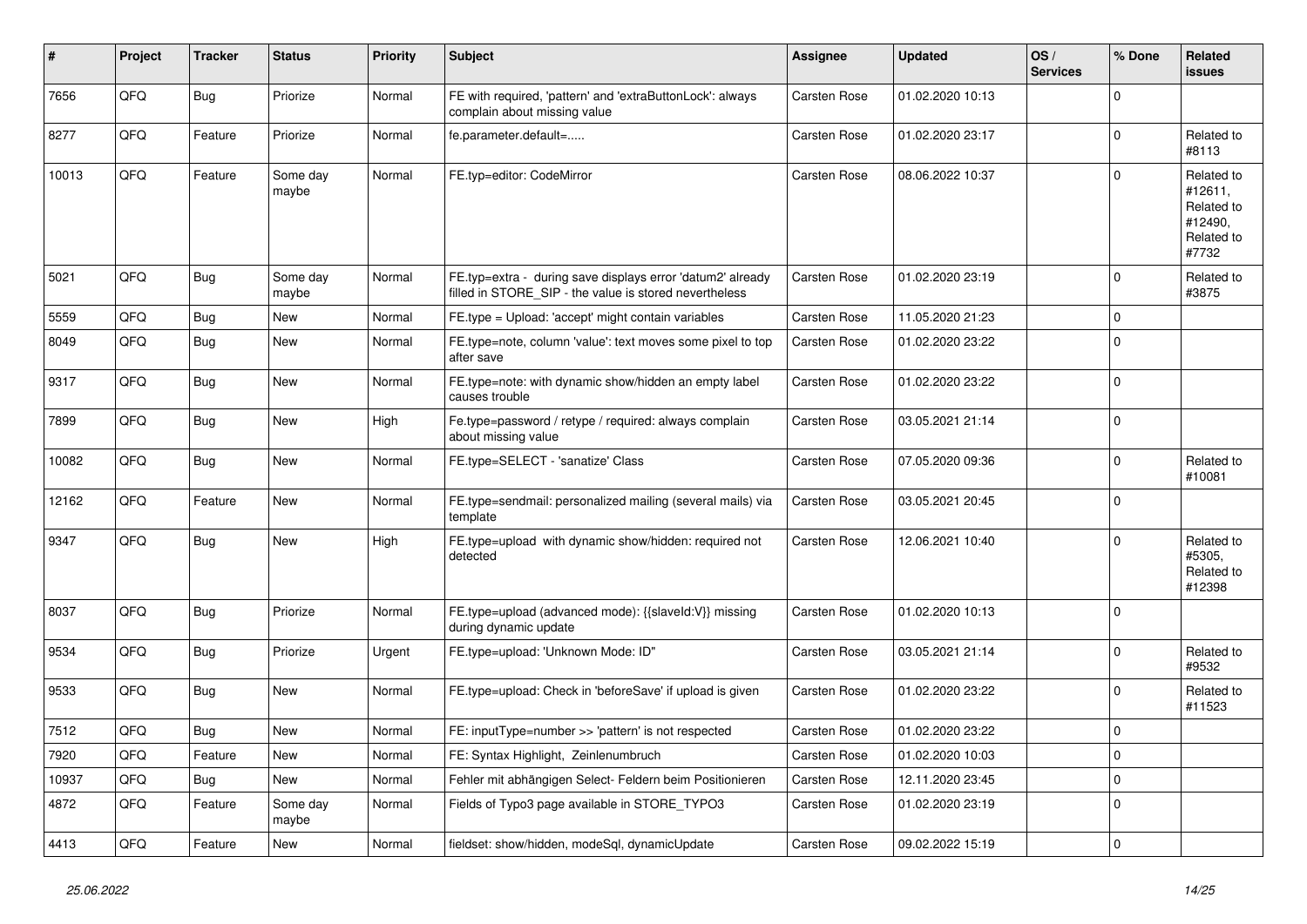| # | Project | Tracker | Status | Priority | Subject | Assignee | Updated | OS / Services | % Done | Related issues |
|---|---|---|---|---|---|---|---|---|---|---|
| 7656 | QFQ | Bug | Priorize | Normal | FE with required, 'pattern' and 'extraButtonLock': always complain about missing value | Carsten Rose | 01.02.2020 10:13 | | 0 | |
| 8277 | QFQ | Feature | Priorize | Normal | fe.parameter.default=..... | Carsten Rose | 01.02.2020 23:17 | | 0 | Related to #8113 |
| 10013 | QFQ | Feature | Some day maybe | Normal | FE.typ=editor: CodeMirror | Carsten Rose | 08.06.2022 10:37 | | 0 | Related to #12611, Related to #12490, Related to #7732 |
| 5021 | QFQ | Bug | Some day maybe | Normal | FE.typ=extra - during save displays error 'datum2' already filled in STORE_SIP - the value is stored nevertheless | Carsten Rose | 01.02.2020 23:19 | | 0 | Related to #3875 |
| 5559 | QFQ | Bug | New | Normal | FE.type = Upload: 'accept' might contain variables | Carsten Rose | 11.05.2020 21:23 | | 0 | |
| 8049 | QFQ | Bug | New | Normal | FE.type=note, column 'value': text moves some pixel to top after save | Carsten Rose | 01.02.2020 23:22 | | 0 | |
| 9317 | QFQ | Bug | New | Normal | FE.type=note: with dynamic show/hidden an empty label causes trouble | Carsten Rose | 01.02.2020 23:22 | | 0 | |
| 7899 | QFQ | Bug | New | High | Fe.type=password / retype / required: always complain about missing value | Carsten Rose | 03.05.2021 21:14 | | 0 | |
| 10082 | QFQ | Bug | New | Normal | FE.type=SELECT - 'sanatize' Class | Carsten Rose | 07.05.2020 09:36 | | 0 | Related to #10081 |
| 12162 | QFQ | Feature | New | Normal | FE.type=sendmail: personalized mailing (several mails) via template | Carsten Rose | 03.05.2021 20:45 | | 0 | |
| 9347 | QFQ | Bug | New | High | FE.type=upload with dynamic show/hidden: required not detected | Carsten Rose | 12.06.2021 10:40 | | 0 | Related to #5305, Related to #12398 |
| 8037 | QFQ | Bug | Priorize | Normal | FE.type=upload (advanced mode): {{slaveId:V}} missing during dynamic update | Carsten Rose | 01.02.2020 10:13 | | 0 | |
| 9534 | QFQ | Bug | Priorize | Urgent | FE.type=upload: 'Unknown Mode: ID" | Carsten Rose | 03.05.2021 21:14 | | 0 | Related to #9532 |
| 9533 | QFQ | Bug | New | Normal | FE.type=upload: Check in 'beforeSave' if upload is given | Carsten Rose | 01.02.2020 23:22 | | 0 | Related to #11523 |
| 7512 | QFQ | Bug | New | Normal | FE: inputType=number >> 'pattern' is not respected | Carsten Rose | 01.02.2020 23:22 | | 0 | |
| 7920 | QFQ | Feature | New | Normal | FE: Syntax Highlight, Zeilenumbruch | Carsten Rose | 01.02.2020 10:03 | | 0 | |
| 10937 | QFQ | Bug | New | Normal | Fehler mit abhängigen Select- Feldern beim Positionieren | Carsten Rose | 12.11.2020 23:45 | | 0 | |
| 4872 | QFQ | Feature | Some day maybe | Normal | Fields of Typo3 page available in STORE_TYPO3 | Carsten Rose | 01.02.2020 23:19 | | 0 | |
| 4413 | QFQ | Feature | New | Normal | fieldset: show/hidden, modeSql, dynamicUpdate | Carsten Rose | 09.02.2022 15:19 | | 0 | |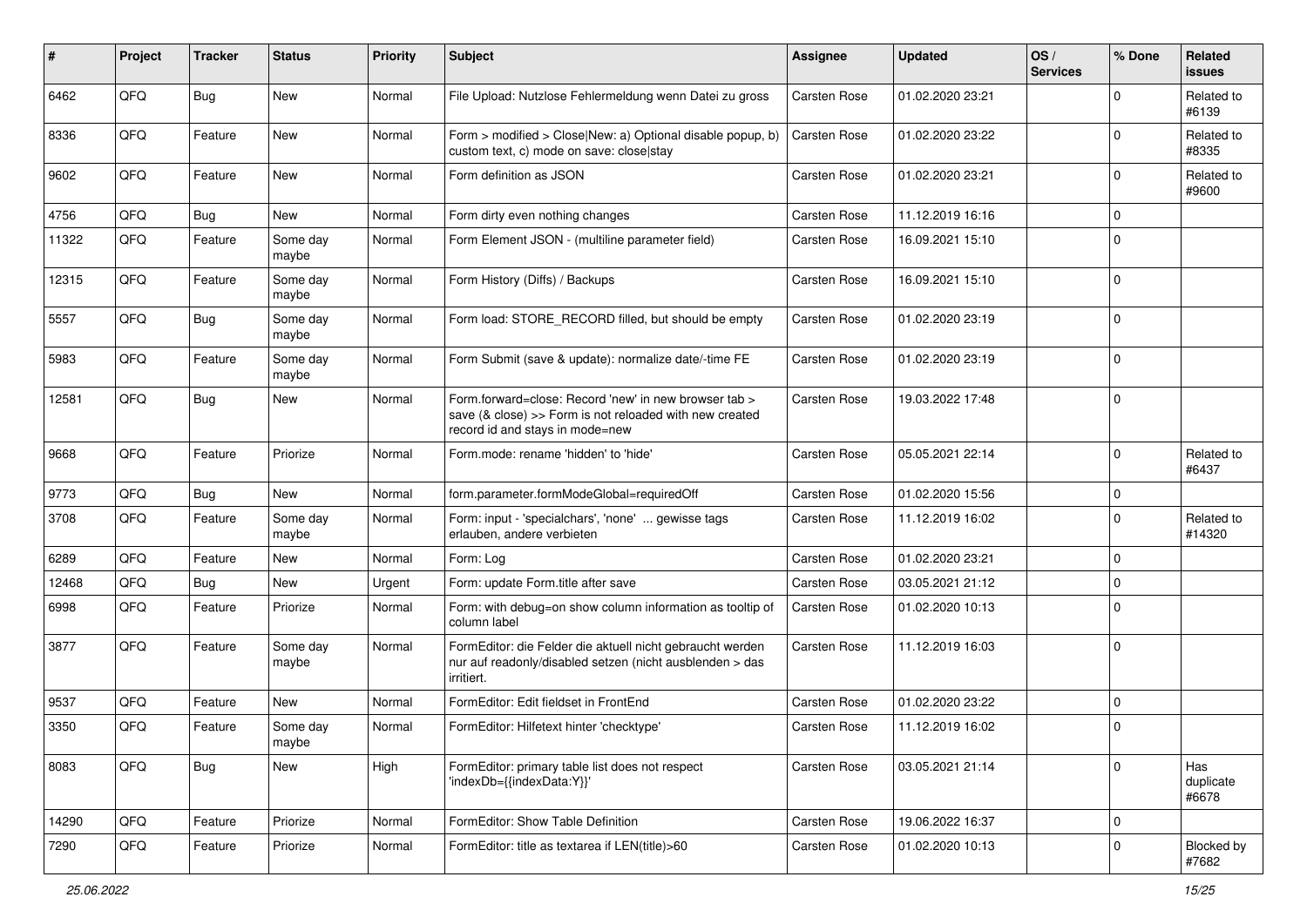| # | Project | Tracker | Status | Priority | Subject | Assignee | Updated | OS / Services | % Done | Related issues |
|---|---|---|---|---|---|---|---|---|---|---|
| 6462 | QFQ | Bug | New | Normal | File Upload: Nutzlose Fehlermeldung wenn Datei zu gross | Carsten Rose | 01.02.2020 23:21 | | 0 | Related to #6139 |
| 8336 | QFQ | Feature | New | Normal | Form > modified > Close\|New: a) Optional disable popup, b) custom text, c) mode on save: close\|stay | Carsten Rose | 01.02.2020 23:22 | | 0 | Related to #8335 |
| 9602 | QFQ | Feature | New | Normal | Form definition as JSON | Carsten Rose | 01.02.2020 23:21 | | 0 | Related to #9600 |
| 4756 | QFQ | Bug | New | Normal | Form dirty even nothing changes | Carsten Rose | 11.12.2019 16:16 | | 0 | |
| 11322 | QFQ | Feature | Some day maybe | Normal | Form Element JSON - (multiline parameter field) | Carsten Rose | 16.09.2021 15:10 | | 0 | |
| 12315 | QFQ | Feature | Some day maybe | Normal | Form History (Diffs) / Backups | Carsten Rose | 16.09.2021 15:10 | | 0 | |
| 5557 | QFQ | Bug | Some day maybe | Normal | Form load: STORE_RECORD filled, but should be empty | Carsten Rose | 01.02.2020 23:19 | | 0 | |
| 5983 | QFQ | Feature | Some day maybe | Normal | Form Submit (save & update): normalize date/-time FE | Carsten Rose | 01.02.2020 23:19 | | 0 | |
| 12581 | QFQ | Bug | New | Normal | Form.forward=close: Record 'new' in new browser tab > save (& close) >> Form is not reloaded with new created record id and stays in mode=new | Carsten Rose | 19.03.2022 17:48 | | 0 | |
| 9668 | QFQ | Feature | Priorize | Normal | Form.mode: rename 'hidden' to 'hide' | Carsten Rose | 05.05.2021 22:14 | | 0 | Related to #6437 |
| 9773 | QFQ | Bug | New | Normal | form.parameter.formModeGlobal=requiredOff | Carsten Rose | 01.02.2020 15:56 | | 0 | |
| 3708 | QFQ | Feature | Some day maybe | Normal | Form: input - 'specialchars', 'none' ... gewisse tags erlauben, andere verbieten | Carsten Rose | 11.12.2019 16:02 | | 0 | Related to #14320 |
| 6289 | QFQ | Feature | New | Normal | Form: Log | Carsten Rose | 01.02.2020 23:21 | | 0 | |
| 12468 | QFQ | Bug | New | Urgent | Form: update Form.title after save | Carsten Rose | 03.05.2021 21:12 | | 0 | |
| 6998 | QFQ | Feature | Priorize | Normal | Form: with debug=on show column information as tooltip of column label | Carsten Rose | 01.02.2020 10:13 | | 0 | |
| 3877 | QFQ | Feature | Some day maybe | Normal | FormEditor: die Felder die aktuell nicht gebraucht werden nur auf readonly/disabled setzen (nicht ausblenden > das irritiert. | Carsten Rose | 11.12.2019 16:03 | | 0 | |
| 9537 | QFQ | Feature | New | Normal | FormEditor: Edit fieldset in FrontEnd | Carsten Rose | 01.02.2020 23:22 | | 0 | |
| 3350 | QFQ | Feature | Some day maybe | Normal | FormEditor: Hilfetext hinter 'checktype' | Carsten Rose | 11.12.2019 16:02 | | 0 | |
| 8083 | QFQ | Bug | New | High | FormEditor: primary table list does not respect 'indexDb={{indexData:Y}}' | Carsten Rose | 03.05.2021 21:14 | | 0 | Has duplicate #6678 |
| 14290 | QFQ | Feature | Priorize | Normal | FormEditor: Show Table Definition | Carsten Rose | 19.06.2022 16:37 | | 0 | |
| 7290 | QFQ | Feature | Priorize | Normal | FormEditor: title as textarea if LEN(title)>60 | Carsten Rose | 01.02.2020 10:13 | | 0 | Blocked by #7682 |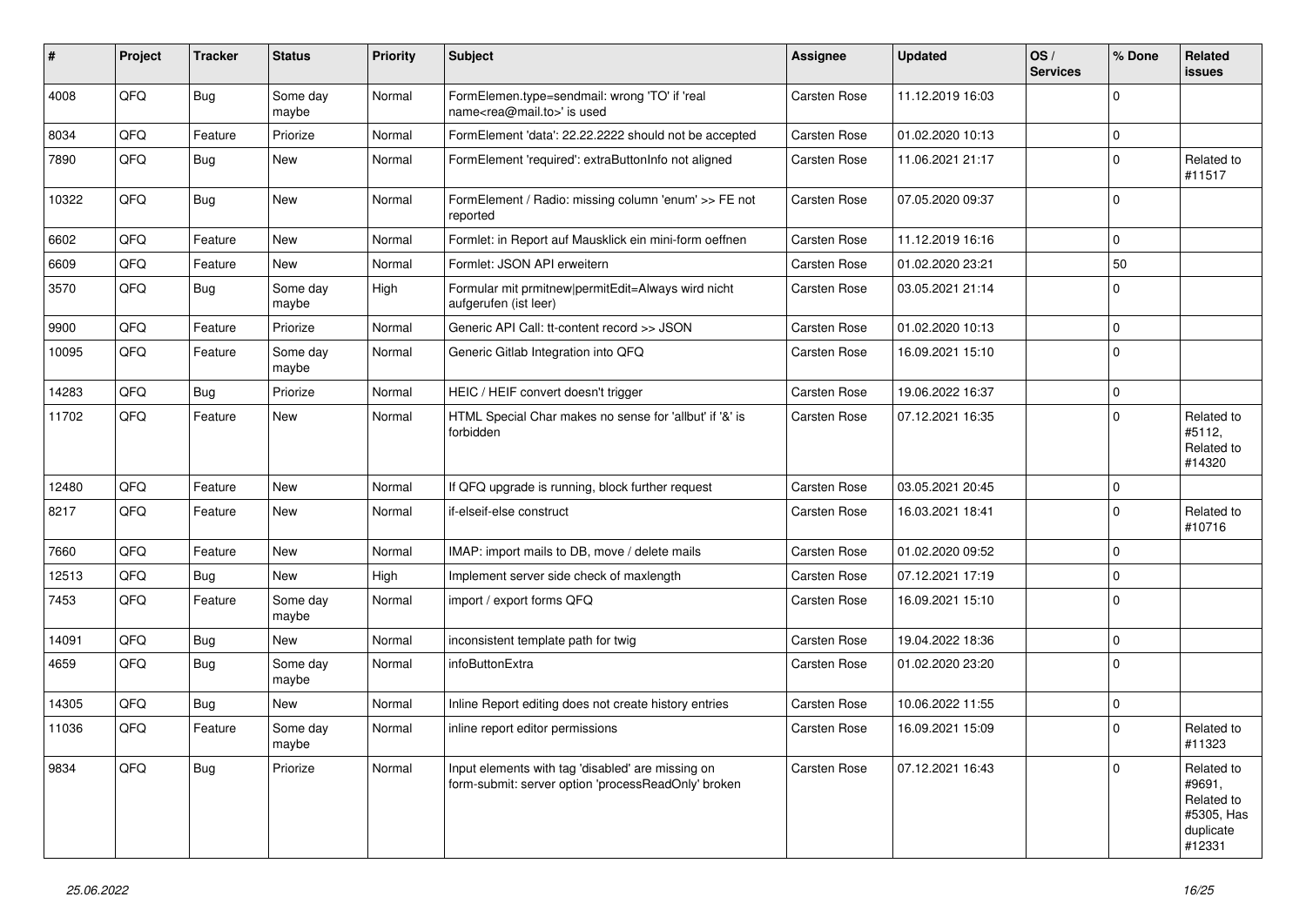| # | Project | Tracker | Status | Priority | Subject | Assignee | Updated | OS / Services | % Done | Related issues |
|---|---|---|---|---|---|---|---|---|---|---|
| 4008 | QFQ | Bug | Some day maybe | Normal | FormElemen.type=sendmail: wrong 'TO' if 'real name<rea@mail.to>' is used | Carsten Rose | 11.12.2019 16:03 | | 0 | |
| 8034 | QFQ | Feature | Priorize | Normal | FormElement 'data': 22.22.2222 should not be accepted | Carsten Rose | 01.02.2020 10:13 | | 0 | |
| 7890 | QFQ | Bug | New | Normal | FormElement 'required': extraButtonInfo not aligned | Carsten Rose | 11.06.2021 21:17 | | 0 | Related to #11517 |
| 10322 | QFQ | Bug | New | Normal | FormElement / Radio: missing column 'enum' >> FE not reported | Carsten Rose | 07.05.2020 09:37 | | 0 | |
| 6602 | QFQ | Feature | New | Normal | Formlet: in Report auf Mausklick ein mini-form oeffnen | Carsten Rose | 11.12.2019 16:16 | | 0 | |
| 6609 | QFQ | Feature | New | Normal | Formlet: JSON API erweitern | Carsten Rose | 01.02.2020 23:21 | | 50 | |
| 3570 | QFQ | Bug | Some day maybe | High | Formular mit prmitnew\|permitEdit=Always wird nicht aufgerufen (ist leer) | Carsten Rose | 03.05.2021 21:14 | | 0 | |
| 9900 | QFQ | Feature | Priorize | Normal | Generic API Call: tt-content record >> JSON | Carsten Rose | 01.02.2020 10:13 | | 0 | |
| 10095 | QFQ | Feature | Some day maybe | Normal | Generic Gitlab Integration into QFQ | Carsten Rose | 16.09.2021 15:10 | | 0 | |
| 14283 | QFQ | Bug | Priorize | Normal | HEIC / HEIF convert doesn't trigger | Carsten Rose | 19.06.2022 16:37 | | 0 | |
| 11702 | QFQ | Feature | New | Normal | HTML Special Char makes no sense for 'allbut' if '&' is forbidden | Carsten Rose | 07.12.2021 16:35 | | 0 | Related to #5112, Related to #14320 |
| 12480 | QFQ | Feature | New | Normal | If QFQ upgrade is running, block further request | Carsten Rose | 03.05.2021 20:45 | | 0 | |
| 8217 | QFQ | Feature | New | Normal | if-elseif-else construct | Carsten Rose | 16.03.2021 18:41 | | 0 | Related to #10716 |
| 7660 | QFQ | Feature | New | Normal | IMAP: import mails to DB, move / delete mails | Carsten Rose | 01.02.2020 09:52 | | 0 | |
| 12513 | QFQ | Bug | New | High | Implement server side check of maxlength | Carsten Rose | 07.12.2021 17:19 | | 0 | |
| 7453 | QFQ | Feature | Some day maybe | Normal | import / export forms QFQ | Carsten Rose | 16.09.2021 15:10 | | 0 | |
| 14091 | QFQ | Bug | New | Normal | inconsistent template path for twig | Carsten Rose | 19.04.2022 18:36 | | 0 | |
| 4659 | QFQ | Bug | Some day maybe | Normal | infoButtonExtra | Carsten Rose | 01.02.2020 23:20 | | 0 | |
| 14305 | QFQ | Bug | New | Normal | Inline Report editing does not create history entries | Carsten Rose | 10.06.2022 11:55 | | 0 | |
| 11036 | QFQ | Feature | Some day maybe | Normal | inline report editor permissions | Carsten Rose | 16.09.2021 15:09 | | 0 | Related to #11323 |
| 9834 | QFQ | Bug | Priorize | Normal | Input elements with tag 'disabled' are missing on form-submit: server option 'processReadOnly' broken | Carsten Rose | 07.12.2021 16:43 | | 0 | Related to #9691, Related to #5305, Has duplicate #12331 |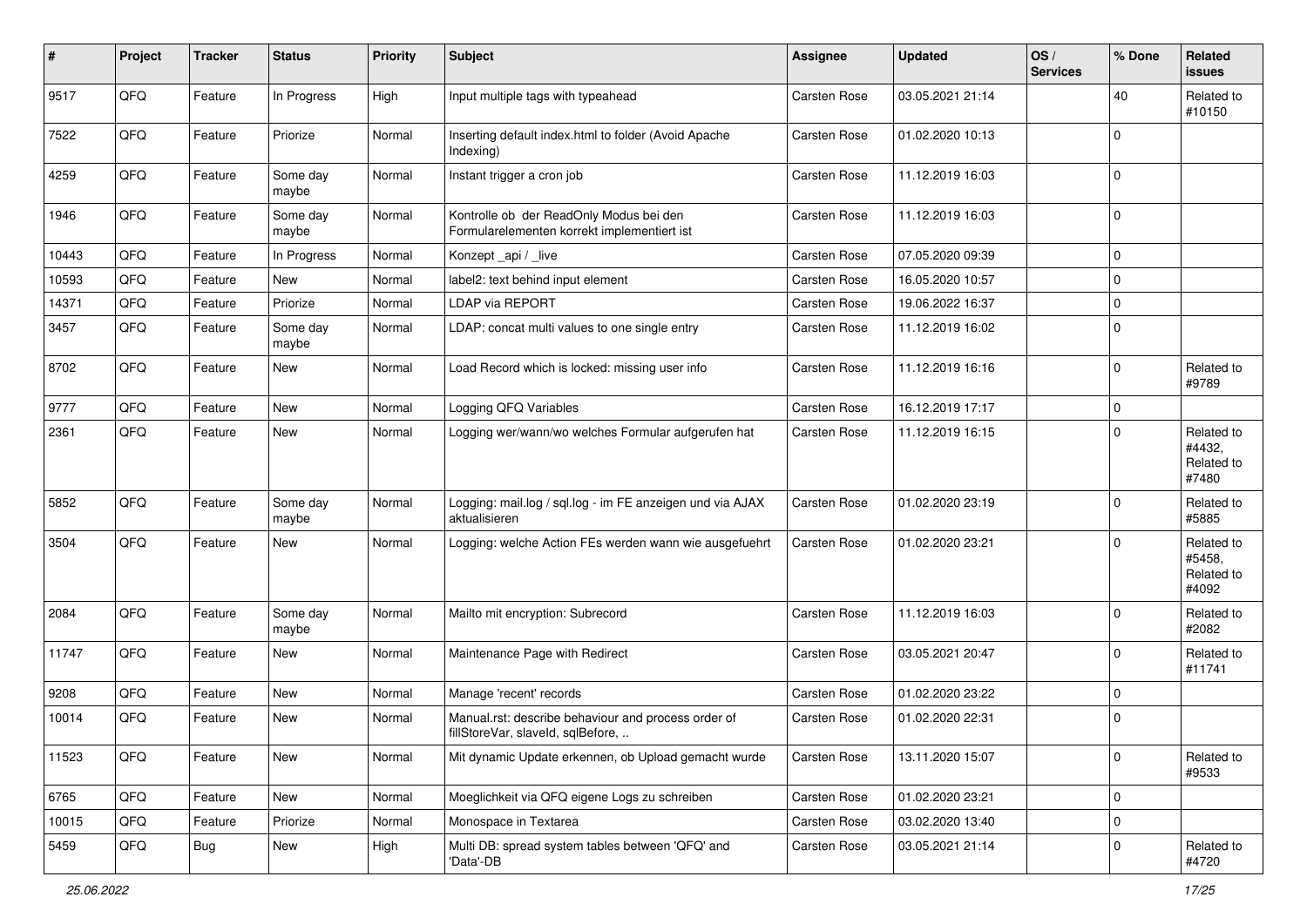| # | Project | Tracker | Status | Priority | Subject | Assignee | Updated | OS / Services | % Done | Related issues |
|---|---|---|---|---|---|---|---|---|---|---|
| 9517 | QFQ | Feature | In Progress | High | Input multiple tags with typeahead | Carsten Rose | 03.05.2021 21:14 | | 40 | Related to #10150 |
| 7522 | QFQ | Feature | Priorize | Normal | Inserting default index.html to folder (Avoid Apache Indexing) | Carsten Rose | 01.02.2020 10:13 | | 0 | |
| 4259 | QFQ | Feature | Some day maybe | Normal | Instant trigger a cron job | Carsten Rose | 11.12.2019 16:03 | | 0 | |
| 1946 | QFQ | Feature | Some day maybe | Normal | Kontrolle ob der ReadOnly Modus bei den Formularelementen korrekt implementiert ist | Carsten Rose | 11.12.2019 16:03 | | 0 | |
| 10443 | QFQ | Feature | In Progress | Normal | Konzept _api / _live | Carsten Rose | 07.05.2020 09:39 | | 0 | |
| 10593 | QFQ | Feature | New | Normal | label2: text behind input element | Carsten Rose | 16.05.2020 10:57 | | 0 | |
| 14371 | QFQ | Feature | Priorize | Normal | LDAP via REPORT | Carsten Rose | 19.06.2022 16:37 | | 0 | |
| 3457 | QFQ | Feature | Some day maybe | Normal | LDAP: concat multi values to one single entry | Carsten Rose | 11.12.2019 16:02 | | 0 | |
| 8702 | QFQ | Feature | New | Normal | Load Record which is locked: missing user info | Carsten Rose | 11.12.2019 16:16 | | 0 | Related to #9789 |
| 9777 | QFQ | Feature | New | Normal | Logging QFQ Variables | Carsten Rose | 16.12.2019 17:17 | | 0 | |
| 2361 | QFQ | Feature | New | Normal | Logging wer/wann/wo welches Formular aufgerufen hat | Carsten Rose | 11.12.2019 16:15 | | 0 | Related to #4432, Related to #7480 |
| 5852 | QFQ | Feature | Some day maybe | Normal | Logging: mail.log / sql.log - im FE anzeigen und via AJAX aktualisieren | Carsten Rose | 01.02.2020 23:19 | | 0 | Related to #5885 |
| 3504 | QFQ | Feature | New | Normal | Logging: welche Action FEs werden wann wie ausgefuehrt | Carsten Rose | 01.02.2020 23:21 | | 0 | Related to #5458, Related to #4092 |
| 2084 | QFQ | Feature | Some day maybe | Normal | Mailto mit encryption: Subrecord | Carsten Rose | 11.12.2019 16:03 | | 0 | Related to #2082 |
| 11747 | QFQ | Feature | New | Normal | Maintenance Page with Redirect | Carsten Rose | 03.05.2021 20:47 | | 0 | Related to #11741 |
| 9208 | QFQ | Feature | New | Normal | Manage 'recent' records | Carsten Rose | 01.02.2020 23:22 | | 0 | |
| 10014 | QFQ | Feature | New | Normal | Manual.rst: describe behaviour and process order of fillStoreVar, slaveId, sqlBefore, .. | Carsten Rose | 01.02.2020 22:31 | | 0 | |
| 11523 | QFQ | Feature | New | Normal | Mit dynamic Update erkennen, ob Upload gemacht wurde | Carsten Rose | 13.11.2020 15:07 | | 0 | Related to #9533 |
| 6765 | QFQ | Feature | New | Normal | Moeglichkeit via QFQ eigene Logs zu schreiben | Carsten Rose | 01.02.2020 23:21 | | 0 | |
| 10015 | QFQ | Feature | Priorize | Normal | Monospace in Textarea | Carsten Rose | 03.02.2020 13:40 | | 0 | |
| 5459 | QFQ | Bug | New | High | Multi DB: spread system tables between 'QFQ' and 'Data'-DB | Carsten Rose | 03.05.2021 21:14 | | 0 | Related to #4720 |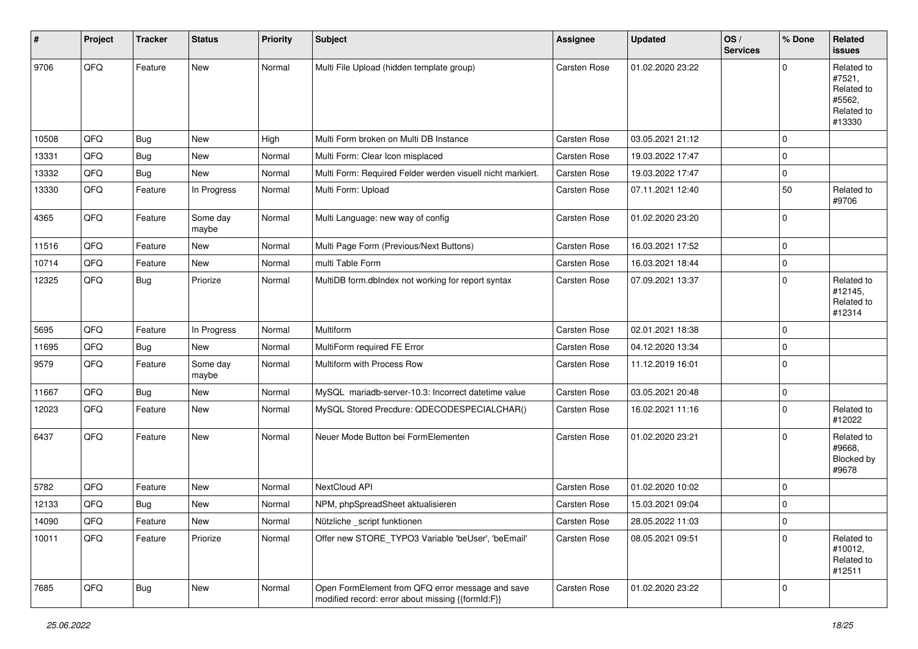| # | Project | Tracker | Status | Priority | Subject | Assignee | Updated | OS / Services | % Done | Related issues |
|---|---|---|---|---|---|---|---|---|---|---|
| 9706 | QFQ | Feature | New | Normal | Multi File Upload (hidden template group) | Carsten Rose | 01.02.2020 23:22 | | 0 | Related to #7521, Related to #5562, Related to #13330 |
| 10508 | QFQ | Bug | New | High | Multi Form broken on Multi DB Instance | Carsten Rose | 03.05.2021 21:12 | | 0 | |
| 13331 | QFQ | Bug | New | Normal | Multi Form: Clear Icon misplaced | Carsten Rose | 19.03.2022 17:47 | | 0 | |
| 13332 | QFQ | Bug | New | Normal | Multi Form: Required Felder werden visuell nicht markiert. | Carsten Rose | 19.03.2022 17:47 | | 0 | |
| 13330 | QFQ | Feature | In Progress | Normal | Multi Form: Upload | Carsten Rose | 07.11.2021 12:40 | | 50 | Related to #9706 |
| 4365 | QFQ | Feature | Some day maybe | Normal | Multi Language: new way of config | Carsten Rose | 01.02.2020 23:20 | | 0 | |
| 11516 | QFQ | Feature | New | Normal | Multi Page Form (Previous/Next Buttons) | Carsten Rose | 16.03.2021 17:52 | | 0 | |
| 10714 | QFQ | Feature | New | Normal | multi Table Form | Carsten Rose | 16.03.2021 18:44 | | 0 | |
| 12325 | QFQ | Bug | Priorize | Normal | MultiDB form.dbIndex not working for report syntax | Carsten Rose | 07.09.2021 13:37 | | 0 | Related to #12145, Related to #12314 |
| 5695 | QFQ | Feature | In Progress | Normal | Multiform | Carsten Rose | 02.01.2021 18:38 | | 0 | |
| 11695 | QFQ | Bug | New | Normal | MultiForm required FE Error | Carsten Rose | 04.12.2020 13:34 | | 0 | |
| 9579 | QFQ | Feature | Some day maybe | Normal | Multiform with Process Row | Carsten Rose | 11.12.2019 16:01 | | 0 | |
| 11667 | QFQ | Bug | New | Normal | MySQL mariadb-server-10.3: Incorrect datetime value | Carsten Rose | 03.05.2021 20:48 | | 0 | |
| 12023 | QFQ | Feature | New | Normal | MySQL Stored Precdure: QDECODESPECIALCHAR() | Carsten Rose | 16.02.2021 11:16 | | 0 | Related to #12022 |
| 6437 | QFQ | Feature | New | Normal | Neuer Mode Button bei FormElementen | Carsten Rose | 01.02.2020 23:21 | | 0 | Related to #9668, Blocked by #9678 |
| 5782 | QFQ | Feature | New | Normal | NextCloud API | Carsten Rose | 01.02.2020 10:02 | | 0 | |
| 12133 | QFQ | Bug | New | Normal | NPM, phpSpreadSheet aktualisieren | Carsten Rose | 15.03.2021 09:04 | | 0 | |
| 14090 | QFQ | Feature | New | Normal | Nützliche _script funktionen | Carsten Rose | 28.05.2022 11:03 | | 0 | |
| 10011 | QFQ | Feature | Priorize | Normal | Offer new STORE_TYPO3 Variable 'beUser', 'beEmail' | Carsten Rose | 08.05.2021 09:51 | | 0 | Related to #10012, Related to #12511 |
| 7685 | QFQ | Bug | New | Normal | Open FormElement from QFQ error message and save modified record: error about missing {{formId:F}} | Carsten Rose | 01.02.2020 23:22 | | 0 | |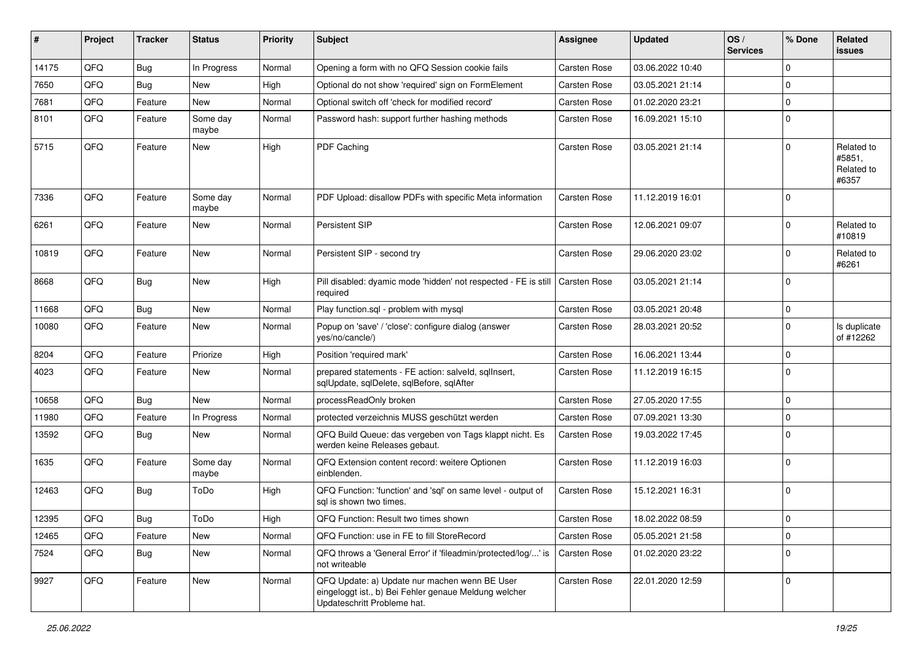| # | Project | Tracker | Status | Priority | Subject | Assignee | Updated | OS / Services | % Done | Related issues |
|---|---|---|---|---|---|---|---|---|---|---|
| 14175 | QFQ | Bug | In Progress | Normal | Opening a form with no QFQ Session cookie fails | Carsten Rose | 03.06.2022 10:40 | | 0 | |
| 7650 | QFQ | Bug | New | High | Optional do not show 'required' sign on FormElement | Carsten Rose | 03.05.2021 21:14 | | 0 | |
| 7681 | QFQ | Feature | New | Normal | Optional switch off 'check for modified record' | Carsten Rose | 01.02.2020 23:21 | | 0 | |
| 8101 | QFQ | Feature | Some day maybe | Normal | Password hash: support further hashing methods | Carsten Rose | 16.09.2021 15:10 | | 0 | |
| 5715 | QFQ | Feature | New | High | PDF Caching | Carsten Rose | 03.05.2021 21:14 | | 0 | Related to #5851, Related to #6357 |
| 7336 | QFQ | Feature | Some day maybe | Normal | PDF Upload: disallow PDFs with specific Meta information | Carsten Rose | 11.12.2019 16:01 | | 0 | |
| 6261 | QFQ | Feature | New | Normal | Persistent SIP | Carsten Rose | 12.06.2021 09:07 | | 0 | Related to #10819 |
| 10819 | QFQ | Feature | New | Normal | Persistent SIP - second try | Carsten Rose | 29.06.2020 23:02 | | 0 | Related to #6261 |
| 8668 | QFQ | Bug | New | High | Pill disabled: dyamic mode 'hidden' not respected - FE is still required | Carsten Rose | 03.05.2021 21:14 | | 0 | |
| 11668 | QFQ | Bug | New | Normal | Play function.sql - problem with mysql | Carsten Rose | 03.05.2021 20:48 | | 0 | |
| 10080 | QFQ | Feature | New | Normal | Popup on 'save' / 'close': configure dialog (answer yes/no/cancle/) | Carsten Rose | 28.03.2021 20:52 | | 0 | Is duplicate of #12262 |
| 8204 | QFQ | Feature | Priorize | High | Position 'required mark' | Carsten Rose | 16.06.2021 13:44 | | 0 | |
| 4023 | QFQ | Feature | New | Normal | prepared statements - FE action: salveld, sqlInsert, sqlUpdate, sqlDelete, sqlBefore, sqlAfter | Carsten Rose | 11.12.2019 16:15 | | 0 | |
| 10658 | QFQ | Bug | New | Normal | processReadOnly broken | Carsten Rose | 27.05.2020 17:55 | | 0 | |
| 11980 | QFQ | Feature | In Progress | Normal | protected verzeichnis MUSS geschützt werden | Carsten Rose | 07.09.2021 13:30 | | 0 | |
| 13592 | QFQ | Bug | New | Normal | QFQ Build Queue: das vergeben von Tags klappt nicht. Es werden keine Releases gebaut. | Carsten Rose | 19.03.2022 17:45 | | 0 | |
| 1635 | QFQ | Feature | Some day maybe | Normal | QFQ Extension content record: weitere Optionen einblenden. | Carsten Rose | 11.12.2019 16:03 | | 0 | |
| 12463 | QFQ | Bug | ToDo | High | QFQ Function: 'function' and 'sql' on same level - output of sql is shown two times. | Carsten Rose | 15.12.2021 16:31 | | 0 | |
| 12395 | QFQ | Bug | ToDo | High | QFQ Function: Result two times shown | Carsten Rose | 18.02.2022 08:59 | | 0 | |
| 12465 | QFQ | Feature | New | Normal | QFQ Function: use in FE to fill StoreRecord | Carsten Rose | 05.05.2021 21:58 | | 0 | |
| 7524 | QFQ | Bug | New | Normal | QFQ throws a 'General Error' if 'fileadmin/protected/log/...' is not writeable | Carsten Rose | 01.02.2020 23:22 | | 0 | |
| 9927 | QFQ | Feature | New | Normal | QFQ Update: a) Update nur machen wenn BE User eingeloggt ist., b) Bei Fehler genaue Meldung welcher Updateschritt Probleme hat. | Carsten Rose | 22.01.2020 12:59 | | 0 | |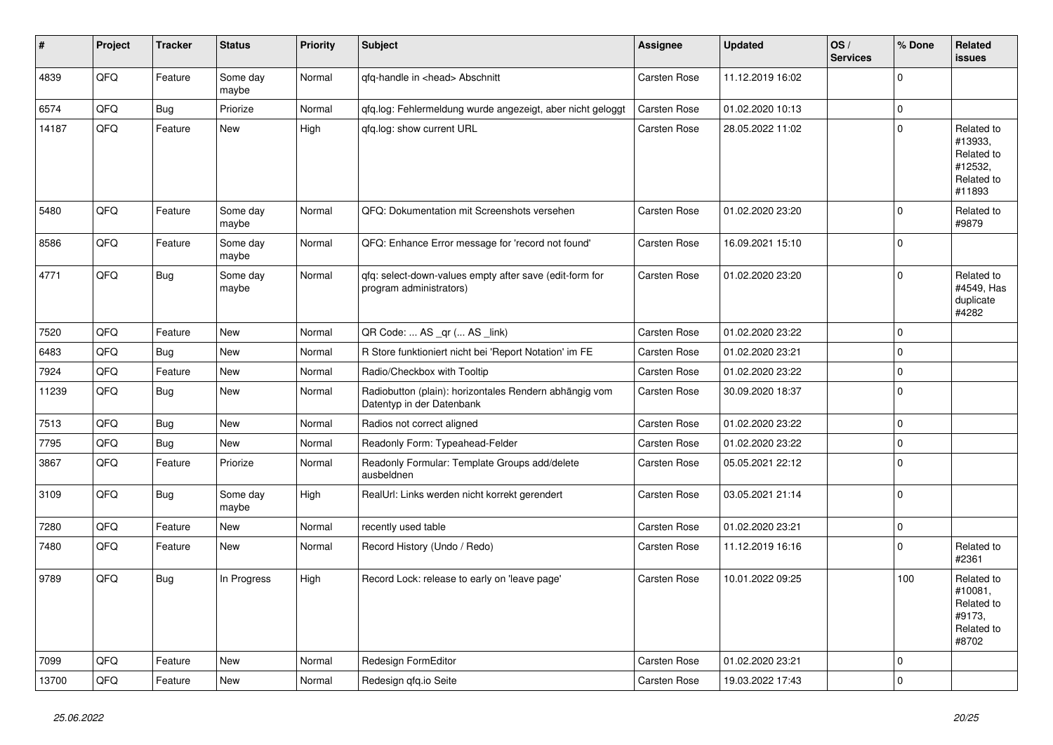| # | Project | Tracker | Status | Priority | Subject | Assignee | Updated | OS / Services | % Done | Related issues |
|---|---|---|---|---|---|---|---|---|---|---|
| 4839 | QFQ | Feature | Some day maybe | Normal | qfq-handle in <head> Abschnitt | Carsten Rose | 11.12.2019 16:02 | | 0 | |
| 6574 | QFQ | Bug | Priorize | Normal | qfq.log: Fehlermeldung wurde angezeigt, aber nicht geloggt | Carsten Rose | 01.02.2020 10:13 | | 0 | |
| 14187 | QFQ | Feature | New | High | qfq.log: show current URL | Carsten Rose | 28.05.2022 11:02 | | 0 | Related to #13933, Related to #12532, Related to #11893 |
| 5480 | QFQ | Feature | Some day maybe | Normal | QFQ: Dokumentation mit Screenshots versehen | Carsten Rose | 01.02.2020 23:20 | | 0 | Related to #9879 |
| 8586 | QFQ | Feature | Some day maybe | Normal | QFQ: Enhance Error message for 'record not found' | Carsten Rose | 16.09.2021 15:10 | | 0 | |
| 4771 | QFQ | Bug | Some day maybe | Normal | qfq: select-down-values empty after save (edit-form for program administrators) | Carsten Rose | 01.02.2020 23:20 | | 0 | Related to #4549, Has duplicate #4282 |
| 7520 | QFQ | Feature | New | Normal | QR Code: ... AS _qr (... AS _link) | Carsten Rose | 01.02.2020 23:22 | | 0 | |
| 6483 | QFQ | Bug | New | Normal | R Store funktioniert nicht bei 'Report Notation' im FE | Carsten Rose | 01.02.2020 23:21 | | 0 | |
| 7924 | QFQ | Feature | New | Normal | Radio/Checkbox with Tooltip | Carsten Rose | 01.02.2020 23:22 | | 0 | |
| 11239 | QFQ | Bug | New | Normal | Radiobutton (plain): horizontales Rendern abhängig vom Datentyp in der Datenbank | Carsten Rose | 30.09.2020 18:37 | | 0 | |
| 7513 | QFQ | Bug | New | Normal | Radios not correct aligned | Carsten Rose | 01.02.2020 23:22 | | 0 | |
| 7795 | QFQ | Bug | New | Normal | Readonly Form: Typeahead-Felder | Carsten Rose | 01.02.2020 23:22 | | 0 | |
| 3867 | QFQ | Feature | Priorize | Normal | Readonly Formular: Template Groups add/delete ausbeldnen | Carsten Rose | 05.05.2021 22:12 | | 0 | |
| 3109 | QFQ | Bug | Some day maybe | High | RealUrl: Links werden nicht korrekt gerendert | Carsten Rose | 03.05.2021 21:14 | | 0 | |
| 7280 | QFQ | Feature | New | Normal | recently used table | Carsten Rose | 01.02.2020 23:21 | | 0 | |
| 7480 | QFQ | Feature | New | Normal | Record History (Undo / Redo) | Carsten Rose | 11.12.2019 16:16 | | 0 | Related to #2361 |
| 9789 | QFQ | Bug | In Progress | High | Record Lock: release to early on 'leave page' | Carsten Rose | 10.01.2022 09:25 | | 100 | Related to #10081, Related to #9173, Related to #8702 |
| 7099 | QFQ | Feature | New | Normal | Redesign FormEditor | Carsten Rose | 01.02.2020 23:21 | | 0 | |
| 13700 | QFQ | Feature | New | Normal | Redesign qfq.io Seite | Carsten Rose | 19.03.2022 17:43 | | 0 | |

25.06.2022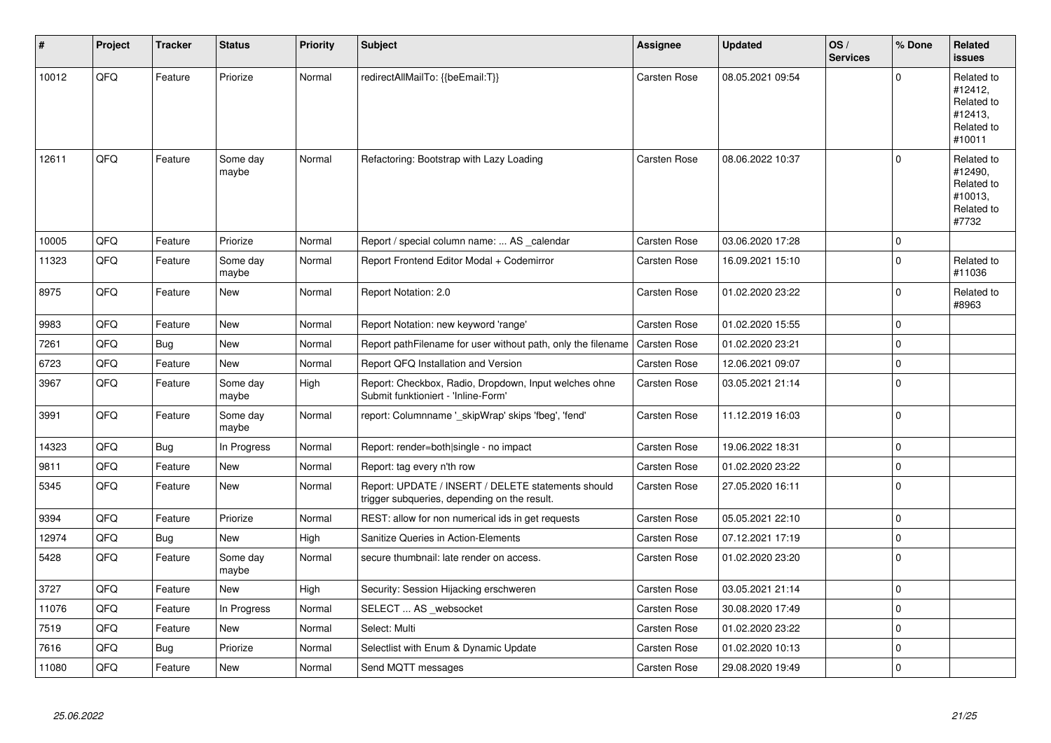| # | Project | Tracker | Status | Priority | Subject | Assignee | Updated | OS / Services | % Done | Related issues |
|---|---|---|---|---|---|---|---|---|---|---|
| 10012 | QFQ | Feature | Priorize | Normal | redirectAllMailTo: {{beEmail:T}} | Carsten Rose | 08.05.2021 09:54 | | 0 | Related to #12412, Related to #12413, Related to #10011 |
| 12611 | QFQ | Feature | Some day maybe | Normal | Refactoring: Bootstrap with Lazy Loading | Carsten Rose | 08.06.2022 10:37 | | 0 | Related to #12490, Related to #10013, Related to #7732 |
| 10005 | QFQ | Feature | Priorize | Normal | Report / special column name: ... AS _calendar | Carsten Rose | 03.06.2020 17:28 | | 0 | |
| 11323 | QFQ | Feature | Some day maybe | Normal | Report Frontend Editor Modal + Codemirror | Carsten Rose | 16.09.2021 15:10 | | 0 | Related to #11036 |
| 8975 | QFQ | Feature | New | Normal | Report Notation: 2.0 | Carsten Rose | 01.02.2020 23:22 | | 0 | Related to #8963 |
| 9983 | QFQ | Feature | New | Normal | Report Notation: new keyword 'range' | Carsten Rose | 01.02.2020 15:55 | | 0 | |
| 7261 | QFQ | Bug | New | Normal | Report pathFilename for user without path, only the filename | Carsten Rose | 01.02.2020 23:21 | | 0 | |
| 6723 | QFQ | Feature | New | Normal | Report QFQ Installation and Version | Carsten Rose | 12.06.2021 09:07 | | 0 | |
| 3967 | QFQ | Feature | Some day maybe | High | Report: Checkbox, Radio, Dropdown, Input welches ohne Submit funktioniert - 'Inline-Form' | Carsten Rose | 03.05.2021 21:14 | | 0 | |
| 3991 | QFQ | Feature | Some day maybe | Normal | report: Columnname '_skipWrap' skips 'fbeg', 'fend' | Carsten Rose | 11.12.2019 16:03 | | 0 | |
| 14323 | QFQ | Bug | In Progress | Normal | Report: render=both\|single - no impact | Carsten Rose | 19.06.2022 18:31 | | 0 | |
| 9811 | QFQ | Feature | New | Normal | Report: tag every n'th row | Carsten Rose | 01.02.2020 23:22 | | 0 | |
| 5345 | QFQ | Feature | New | Normal | Report: UPDATE / INSERT / DELETE statements should trigger subqueries, depending on the result. | Carsten Rose | 27.05.2020 16:11 | | 0 | |
| 9394 | QFQ | Feature | Priorize | Normal | REST: allow for non numerical ids in get requests | Carsten Rose | 05.05.2021 22:10 | | 0 | |
| 12974 | QFQ | Bug | New | High | Sanitize Queries in Action-Elements | Carsten Rose | 07.12.2021 17:19 | | 0 | |
| 5428 | QFQ | Feature | Some day maybe | Normal | secure thumbnail: late render on access. | Carsten Rose | 01.02.2020 23:20 | | 0 | |
| 3727 | QFQ | Feature | New | High | Security: Session Hijacking erschweren | Carsten Rose | 03.05.2021 21:14 | | 0 | |
| 11076 | QFQ | Feature | In Progress | Normal | SELECT ... AS _websocket | Carsten Rose | 30.08.2020 17:49 | | 0 | |
| 7519 | QFQ | Feature | New | Normal | Select: Multi | Carsten Rose | 01.02.2020 23:22 | | 0 | |
| 7616 | QFQ | Bug | Priorize | Normal | Selectlist with Enum & Dynamic Update | Carsten Rose | 01.02.2020 10:13 | | 0 | |
| 11080 | QFQ | Feature | New | Normal | Send MQTT messages | Carsten Rose | 29.08.2020 19:49 | | 0 | |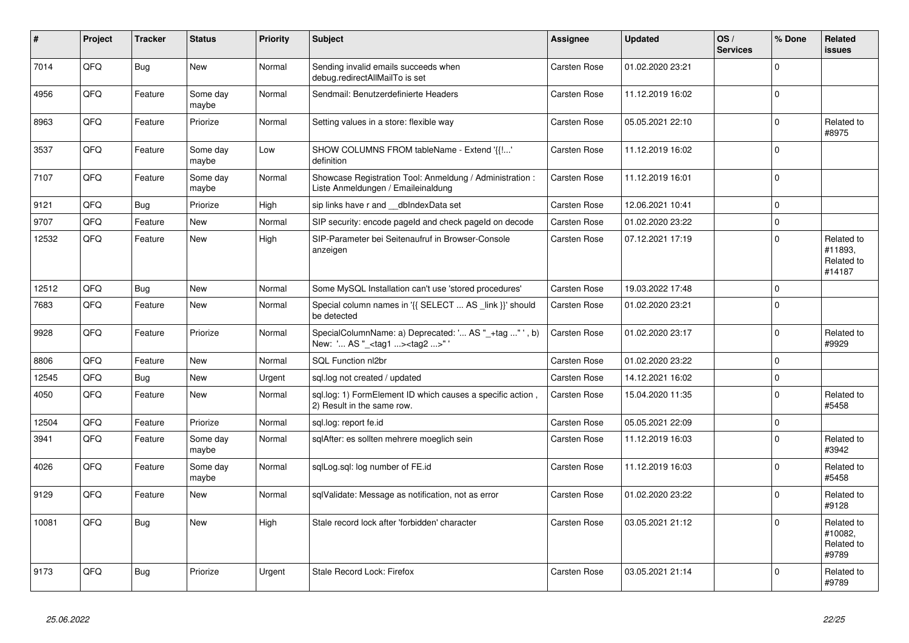| # | Project | Tracker | Status | Priority | Subject | Assignee | Updated | OS / Services | % Done | Related issues |
|---|---|---|---|---|---|---|---|---|---|---|
| 7014 | QFQ | Bug | New | Normal | Sending invalid emails succeeds when debug.redirectAllMailTo is set | Carsten Rose | 01.02.2020 23:21 | | 0 | |
| 4956 | QFQ | Feature | Some day maybe | Normal | Sendmail: Benutzerdefinierte Headers | Carsten Rose | 11.12.2019 16:02 | | 0 | |
| 8963 | QFQ | Feature | Priorize | Normal | Setting values in a store: flexible way | Carsten Rose | 05.05.2021 22:10 | | 0 | Related to #8975 |
| 3537 | QFQ | Feature | Some day maybe | Low | SHOW COLUMNS FROM tableName - Extend '{{!...' definition | Carsten Rose | 11.12.2019 16:02 | | 0 | |
| 7107 | QFQ | Feature | Some day maybe | Normal | Showcase Registration Tool: Anmeldung / Administration : Liste Anmeldungen / Emaileinaldung | Carsten Rose | 11.12.2019 16:01 | | 0 | |
| 9121 | QFQ | Bug | Priorize | High | sip links have r and __dbIndexData set | Carsten Rose | 12.06.2021 10:41 | | 0 | |
| 9707 | QFQ | Feature | New | Normal | SIP security: encode pageId and check pageId on decode | Carsten Rose | 01.02.2020 23:22 | | 0 | |
| 12532 | QFQ | Feature | New | High | SIP-Parameter bei Seitenaufruf in Browser-Console anzeigen | Carsten Rose | 07.12.2021 17:19 | | 0 | Related to #11893, Related to #14187 |
| 12512 | QFQ | Bug | New | Normal | Some MySQL Installation can't use 'stored procedures' | Carsten Rose | 19.03.2022 17:48 | | 0 | |
| 7683 | QFQ | Feature | New | Normal | Special column names in '{{ SELECT ... AS _link }}' should be detected | Carsten Rose | 01.02.2020 23:21 | | 0 | |
| 9928 | QFQ | Feature | Priorize | Normal | SpecialColumnName: a) Deprecated: '... AS "_+tag ..." ', b) New: '... AS "_<tag1 ...><tag2 ...>" ' | Carsten Rose | 01.02.2020 23:17 | | 0 | Related to #9929 |
| 8806 | QFQ | Feature | New | Normal | SQL Function nl2br | Carsten Rose | 01.02.2020 23:22 | | 0 | |
| 12545 | QFQ | Bug | New | Urgent | sql.log not created / updated | Carsten Rose | 14.12.2021 16:02 | | 0 | |
| 4050 | QFQ | Feature | New | Normal | sql.log: 1) FormElement ID which causes a specific action , 2) Result in the same row. | Carsten Rose | 15.04.2020 11:35 | | 0 | Related to #5458 |
| 12504 | QFQ | Feature | Priorize | Normal | sql.log: report fe.id | Carsten Rose | 05.05.2021 22:09 | | 0 | |
| 3941 | QFQ | Feature | Some day maybe | Normal | sqlAfter: es sollten mehrere moeglich sein | Carsten Rose | 11.12.2019 16:03 | | 0 | Related to #3942 |
| 4026 | QFQ | Feature | Some day maybe | Normal | sqlLog.sql: log number of FE.id | Carsten Rose | 11.12.2019 16:03 | | 0 | Related to #5458 |
| 9129 | QFQ | Feature | New | Normal | sqlValidate: Message as notification, not as error | Carsten Rose | 01.02.2020 23:22 | | 0 | Related to #9128 |
| 10081 | QFQ | Bug | New | High | Stale record lock after 'forbidden' character | Carsten Rose | 03.05.2021 21:12 | | 0 | Related to #10082, Related to #9789 |
| 9173 | QFQ | Bug | Priorize | Urgent | Stale Record Lock: Firefox | Carsten Rose | 03.05.2021 21:14 | | 0 | Related to #9789 |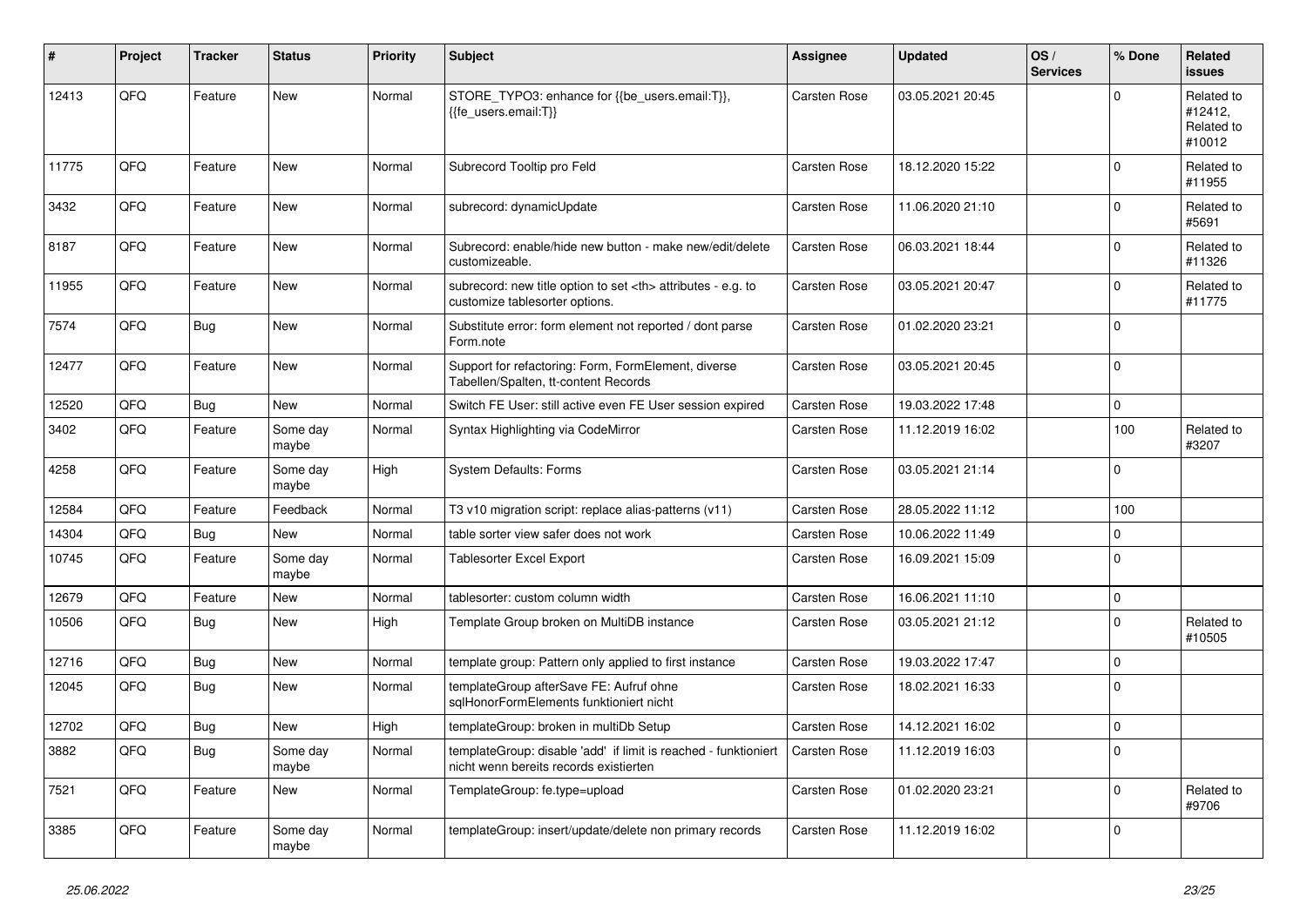| # | Project | Tracker | Status | Priority | Subject | Assignee | Updated | OS / Services | % Done | Related issues |
|---|---|---|---|---|---|---|---|---|---|---|
| 12413 | QFQ | Feature | New | Normal | STORE_TYPO3: enhance for {{be_users.email:T}}, {{fe_users.email:T}} | Carsten Rose | 03.05.2021 20:45 | | 0 | Related to #12412, Related to #10012 |
| 11775 | QFQ | Feature | New | Normal | Subrecord Tooltip pro Feld | Carsten Rose | 18.12.2020 15:22 | | 0 | Related to #11955 |
| 3432 | QFQ | Feature | New | Normal | subrecord: dynamicUpdate | Carsten Rose | 11.06.2020 21:10 | | 0 | Related to #5691 |
| 8187 | QFQ | Feature | New | Normal | Subrecord: enable/hide new button - make new/edit/delete customizeable. | Carsten Rose | 06.03.2021 18:44 | | 0 | Related to #11326 |
| 11955 | QFQ | Feature | New | Normal | subrecord: new title option to set <th> attributes - e.g. to customize tablesorter options. | Carsten Rose | 03.05.2021 20:47 | | 0 | Related to #11775 |
| 7574 | QFQ | Bug | New | Normal | Substitute error: form element not reported / dont parse Form.note | Carsten Rose | 01.02.2020 23:21 | | 0 | |
| 12477 | QFQ | Feature | New | Normal | Support for refactoring: Form, FormElement, diverse Tabellen/Spalten, tt-content Records | Carsten Rose | 03.05.2021 20:45 | | 0 | |
| 12520 | QFQ | Bug | New | Normal | Switch FE User: still active even FE User session expired | Carsten Rose | 19.03.2022 17:48 | | 0 | |
| 3402 | QFQ | Feature | Some day maybe | Normal | Syntax Highlighting via CodeMirror | Carsten Rose | 11.12.2019 16:02 | | 100 | Related to #3207 |
| 4258 | QFQ | Feature | Some day maybe | High | System Defaults: Forms | Carsten Rose | 03.05.2021 21:14 | | 0 | |
| 12584 | QFQ | Feature | Feedback | Normal | T3 v10 migration script: replace alias-patterns (v11) | Carsten Rose | 28.05.2022 11:12 | | 100 | |
| 14304 | QFQ | Bug | New | Normal | table sorter view safer does not work | Carsten Rose | 10.06.2022 11:49 | | 0 | |
| 10745 | QFQ | Feature | Some day maybe | Normal | Tablesorter Excel Export | Carsten Rose | 16.09.2021 15:09 | | 0 | |
| 12679 | QFQ | Feature | New | Normal | tablesorter: custom column width | Carsten Rose | 16.06.2021 11:10 | | 0 | |
| 10506 | QFQ | Bug | New | High | Template Group broken on MultiDB instance | Carsten Rose | 03.05.2021 21:12 | | 0 | Related to #10505 |
| 12716 | QFQ | Bug | New | Normal | template group: Pattern only applied to first instance | Carsten Rose | 19.03.2022 17:47 | | 0 | |
| 12045 | QFQ | Bug | New | Normal | templateGroup afterSave FE: Aufruf ohne sqlHonorFormElements funktioniert nicht | Carsten Rose | 18.02.2021 16:33 | | 0 | |
| 12702 | QFQ | Bug | New | High | templateGroup: broken in multiDb Setup | Carsten Rose | 14.12.2021 16:02 | | 0 | |
| 3882 | QFQ | Bug | Some day maybe | Normal | templateGroup: disable 'add' if limit is reached - funktioniert nicht wenn bereits records existierten | Carsten Rose | 11.12.2019 16:03 | | 0 | |
| 7521 | QFQ | Feature | New | Normal | TemplateGroup: fe.type=upload | Carsten Rose | 01.02.2020 23:21 | | 0 | Related to #9706 |
| 3385 | QFQ | Feature | Some day maybe | Normal | templateGroup: insert/update/delete non primary records | Carsten Rose | 11.12.2019 16:02 | | 0 | |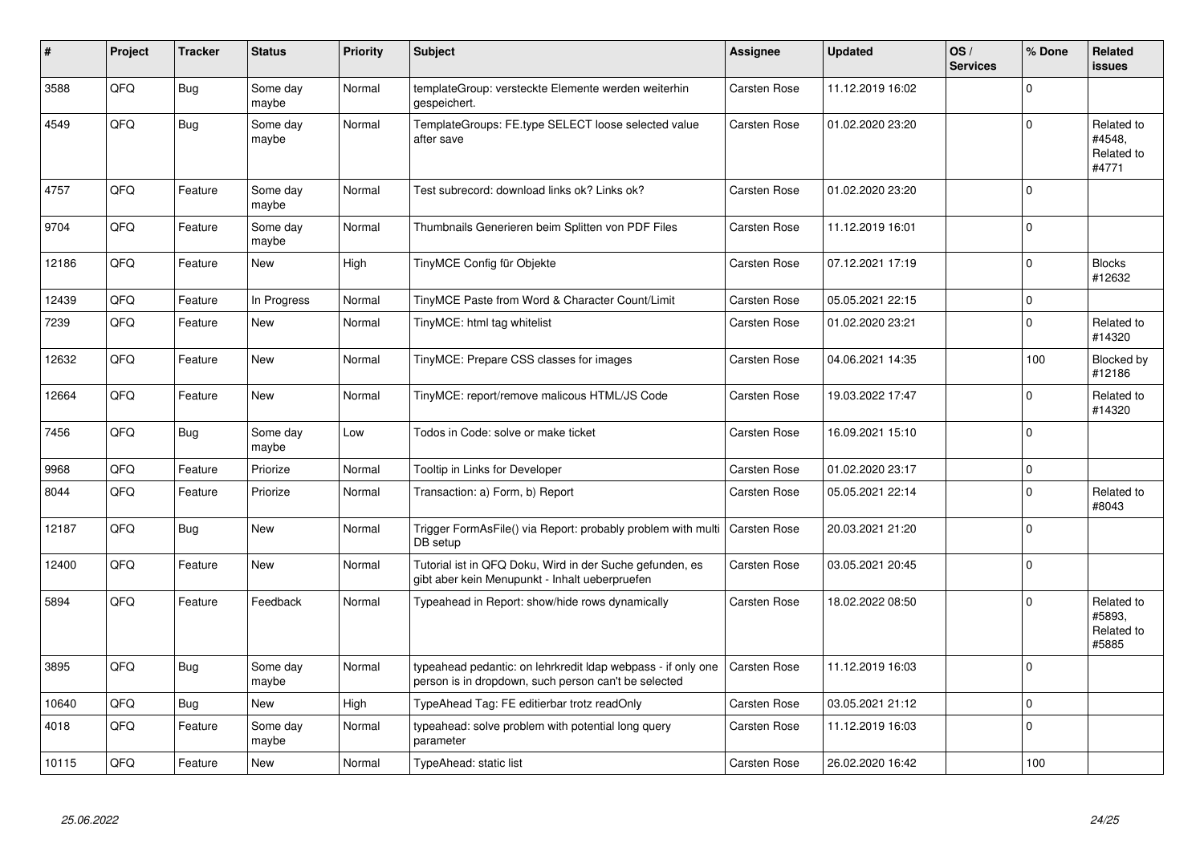| # | Project | Tracker | Status | Priority | Subject | Assignee | Updated | OS / Services | % Done | Related issues |
|---|---|---|---|---|---|---|---|---|---|---|
| 3588 | QFQ | Bug | Some day maybe | Normal | templateGroup: versteckte Elemente werden weiterhin gespeichert. | Carsten Rose | 11.12.2019 16:02 | | 0 | |
| 4549 | QFQ | Bug | Some day maybe | Normal | TemplateGroups: FE.type SELECT loose selected value after save | Carsten Rose | 01.02.2020 23:20 | | 0 | Related to #4548, Related to #4771 |
| 4757 | QFQ | Feature | Some day maybe | Normal | Test subrecord: download links ok? Links ok? | Carsten Rose | 01.02.2020 23:20 | | 0 | |
| 9704 | QFQ | Feature | Some day maybe | Normal | Thumbnails Generieren beim Splitten von PDF Files | Carsten Rose | 11.12.2019 16:01 | | 0 | |
| 12186 | QFQ | Feature | New | High | TinyMCE Config für Objekte | Carsten Rose | 07.12.2021 17:19 | | 0 | Blocks #12632 |
| 12439 | QFQ | Feature | In Progress | Normal | TinyMCE Paste from Word & Character Count/Limit | Carsten Rose | 05.05.2021 22:15 | | 0 | |
| 7239 | QFQ | Feature | New | Normal | TinyMCE: html tag whitelist | Carsten Rose | 01.02.2020 23:21 | | 0 | Related to #14320 |
| 12632 | QFQ | Feature | New | Normal | TinyMCE: Prepare CSS classes for images | Carsten Rose | 04.06.2021 14:35 | | 100 | Blocked by #12186 |
| 12664 | QFQ | Feature | New | Normal | TinyMCE: report/remove malicous HTML/JS Code | Carsten Rose | 19.03.2022 17:47 | | 0 | Related to #14320 |
| 7456 | QFQ | Bug | Some day maybe | Low | Todos in Code: solve or make ticket | Carsten Rose | 16.09.2021 15:10 | | 0 | |
| 9968 | QFQ | Feature | Priorize | Normal | Tooltip in Links for Developer | Carsten Rose | 01.02.2020 23:17 | | 0 | |
| 8044 | QFQ | Feature | Priorize | Normal | Transaction: a) Form, b) Report | Carsten Rose | 05.05.2021 22:14 | | 0 | Related to #8043 |
| 12187 | QFQ | Bug | New | Normal | Trigger FormAsFile() via Report: probably problem with multi DB setup | Carsten Rose | 20.03.2021 21:20 | | 0 | |
| 12400 | QFQ | Feature | New | Normal | Tutorial ist in QFQ Doku, Wird in der Suche gefunden, es gibt aber kein Menupunkt - Inhalt ueberpruefen | Carsten Rose | 03.05.2021 20:45 | | 0 | |
| 5894 | QFQ | Feature | Feedback | Normal | Typeahead in Report: show/hide rows dynamically | Carsten Rose | 18.02.2022 08:50 | | 0 | Related to #5893, Related to #5885 |
| 3895 | QFQ | Bug | Some day maybe | Normal | typeahead pedantic: on lehrkredit ldap webpass - if only one person is in dropdown, such person can't be selected | Carsten Rose | 11.12.2019 16:03 | | 0 | |
| 10640 | QFQ | Bug | New | High | TypeAhead Tag: FE editierbar trotz readOnly | Carsten Rose | 03.05.2021 21:12 | | 0 | |
| 4018 | QFQ | Feature | Some day maybe | Normal | typeahead: solve problem with potential long query parameter | Carsten Rose | 11.12.2019 16:03 | | 0 | |
| 10115 | QFQ | Feature | New | Normal | TypeAhead: static list | Carsten Rose | 26.02.2020 16:42 | | 100 | |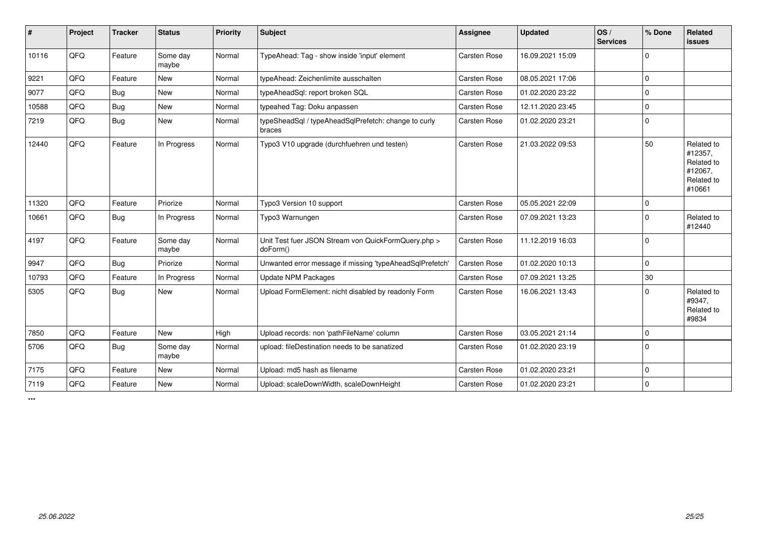| # | Project | Tracker | Status | Priority | Subject | Assignee | Updated | OS / Services | % Done | Related issues |
|---|---|---|---|---|---|---|---|---|---|---|
| 10116 | QFQ | Feature | Some day maybe | Normal | TypeAhead: Tag - show inside 'input' element | Carsten Rose | 16.09.2021 15:09 | | 0 | |
| 9221 | QFQ | Feature | New | Normal | typeAhead: Zeichenlimite ausschalten | Carsten Rose | 08.05.2021 17:06 | | 0 | |
| 9077 | QFQ | Bug | New | Normal | typeAheadSql: report broken SQL | Carsten Rose | 01.02.2020 23:22 | | 0 | |
| 10588 | QFQ | Bug | New | Normal | typeahed Tag: Doku anpassen | Carsten Rose | 12.11.2020 23:45 | | 0 | |
| 7219 | QFQ | Bug | New | Normal | typeSheadSql / typeAheadSqlPrefetch: change to curly braces | Carsten Rose | 01.02.2020 23:21 | | 0 | |
| 12440 | QFQ | Feature | In Progress | Normal | Typo3 V10 upgrade (durchfuehren und testen) | Carsten Rose | 21.03.2022 09:53 | | 50 | Related to #12357, Related to #12067, Related to #10661 |
| 11320 | QFQ | Feature | Priorize | Normal | Typo3 Version 10 support | Carsten Rose | 05.05.2021 22:09 | | 0 | |
| 10661 | QFQ | Bug | In Progress | Normal | Typo3 Warnungen | Carsten Rose | 07.09.2021 13:23 | | 0 | Related to #12440 |
| 4197 | QFQ | Feature | Some day maybe | Normal | Unit Test fuer JSON Stream von QuickFormQuery.php > doForm() | Carsten Rose | 11.12.2019 16:03 | | 0 | |
| 9947 | QFQ | Bug | Priorize | Normal | Unwanted error message if missing 'typeAheadSqlPrefetch' | Carsten Rose | 01.02.2020 10:13 | | 0 | |
| 10793 | QFQ | Feature | In Progress | Normal | Update NPM Packages | Carsten Rose | 07.09.2021 13:25 | | 30 | |
| 5305 | QFQ | Bug | New | Normal | Upload FormElement: nicht disabled by readonly Form | Carsten Rose | 16.06.2021 13:43 | | 0 | Related to #9347, Related to #9834 |
| 7850 | QFQ | Feature | New | High | Upload records: non 'pathFileName' column | Carsten Rose | 03.05.2021 21:14 | | 0 | |
| 5706 | QFQ | Bug | Some day maybe | Normal | upload: fileDestination needs to be sanatized | Carsten Rose | 01.02.2020 23:19 | | 0 | |
| 7175 | QFQ | Feature | New | Normal | Upload: md5 hash as filename | Carsten Rose | 01.02.2020 23:21 | | 0 | |
| 7119 | QFQ | Feature | New | Normal | Upload: scaleDownWidth, scaleDownHeight | Carsten Rose | 01.02.2020 23:21 | | 0 | |

...